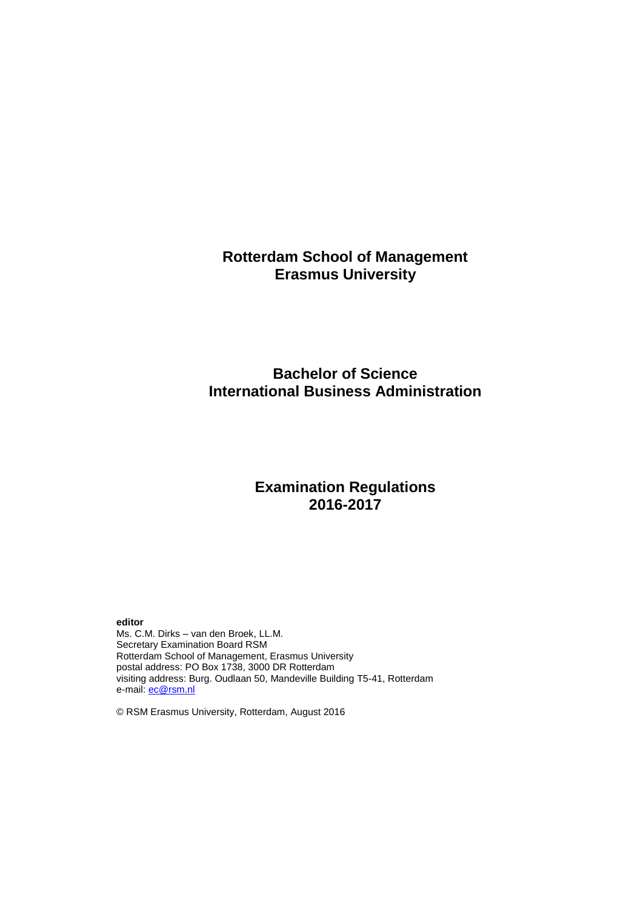# Rotterdam School of Management
# Erasmus University

## Bachelor of Science
## International Business Administration

## Examination Regulations
## 2016-2017

**editor**
Ms. C.M. Dirks – van den Broek, LL.M.
Secretary Examination Board RSM
Rotterdam School of Management, Erasmus University
postal address: PO Box 1738, 3000 DR Rotterdam
visiting address: Burg. Oudlaan 50, Mandeville Building T5-41, Rotterdam
e-mail: ec@rsm.nl

© RSM Erasmus University, Rotterdam, August 2016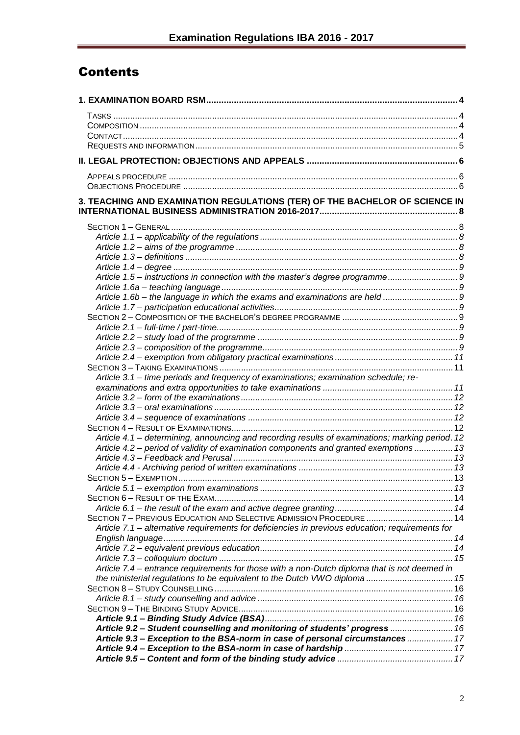# Contents

**1. EXAMINATION BOARD RSM** .......... 4

- TASKS .......... 4
- COMPOSITION .......... 4
- CONTACT .......... 4
- REQUESTS AND INFORMATION .......... 5

**II. LEGAL PROTECTION: OBJECTIONS AND APPEALS** .......... 6

- APPEALS PROCEDURE .......... 6
- OBJECTIONS PROCEDURE .......... 6

**3. TEACHING AND EXAMINATION REGULATIONS (TER) OF THE BACHELOR OF SCIENCE IN INTERNATIONAL BUSINESS ADMINISTRATION 2016-2017** .......... 8

- SECTION 1 – GENERAL .......... 8
  - *Article 1.1 – applicability of the regulations* .......... 8
  - *Article 1.2 – aims of the programme* .......... 8
  - *Article 1.3 – definitions* .......... 8
  - *Article 1.4 – degree* .......... 9
  - *Article 1.5 – instructions in connection with the master's degree programme* .......... 9
  - *Article 1.6a – teaching language* .......... 9
  - *Article 1.6b – the language in which the exams and examinations are held* .......... 9
  - *Article 1.7 – participation educational activities* .......... 9
- SECTION 2 – COMPOSITION OF THE BACHELOR'S DEGREE PROGRAMME .......... 9
  - *Article 2.1 – full-time / part-time* .......... 9
  - *Article 2.2 – study load of the programme* .......... 9
  - *Article 2.3 – composition of the programme* .......... 9
  - *Article 2.4 – exemption from obligatory practical examinations* .......... 11
- SECTION 3 – TAKING EXAMINATIONS .......... 11
  - *Article 3.1 – time periods and frequency of examinations; examination schedule; re-examinations and extra opportunities to take examinations* .......... 11
  - *Article 3.2 – form of the examinations* .......... 12
  - *Article 3.3 – oral examinations* .......... 12
  - *Article 3.4 – sequence of examinations* .......... 12
- SECTION 4 – RESULT OF EXAMINATIONS .......... 12
  - *Article 4.1 – determining, announcing and recording results of examinations; marking period* .......... 12
  - *Article 4.2 – period of validity of examination components and granted exemptions* .......... 13
  - *Article 4.3 – Feedback and Perusal* .......... 13
  - *Article 4.4 - Archiving period of written examinations* .......... 13
- SECTION 5 – EXEMPTION .......... 13
  - *Article 5.1 – exemption from examinations* .......... 13
- SECTION 6 – RESULT OF THE EXAM .......... 14
  - *Article 6.1 – the result of the exam and active degree granting* .......... 14
- SECTION 7 – PREVIOUS EDUCATION AND SELECTIVE ADMISSION PROCEDURE .......... 14
  - *Article 7.1 – alternative requirements for deficiencies in previous education; requirements for English language* .......... 14
  - *Article 7.2 – equivalent previous education* .......... 14
  - *Article 7.3 – colloquium doctum* .......... 15
  - *Article 7.4 – entrance requirements for those with a non-Dutch diploma that is not deemed in the ministerial regulations to be equivalent to the Dutch VWO diploma* .......... 15
- SECTION 8 – STUDY COUNSELLING .......... 16
  - *Article 8.1 – study counselling and advice* .......... 16
- SECTION 9 – THE BINDING STUDY ADVICE .......... 16
  - ***Article 9.1 – Binding Study Advice (BSA)*** .......... 16
  - ***Article 9.2 – Student counselling and monitoring of students' progress*** .......... 16
  - ***Article 9.3 – Exception to the BSA-norm in case of personal circumstances*** .......... 17
  - ***Article 9.4 – Exception to the BSA-norm in case of hardship*** .......... 17
  - ***Article 9.5 – Content and form of the binding study advice*** .......... 17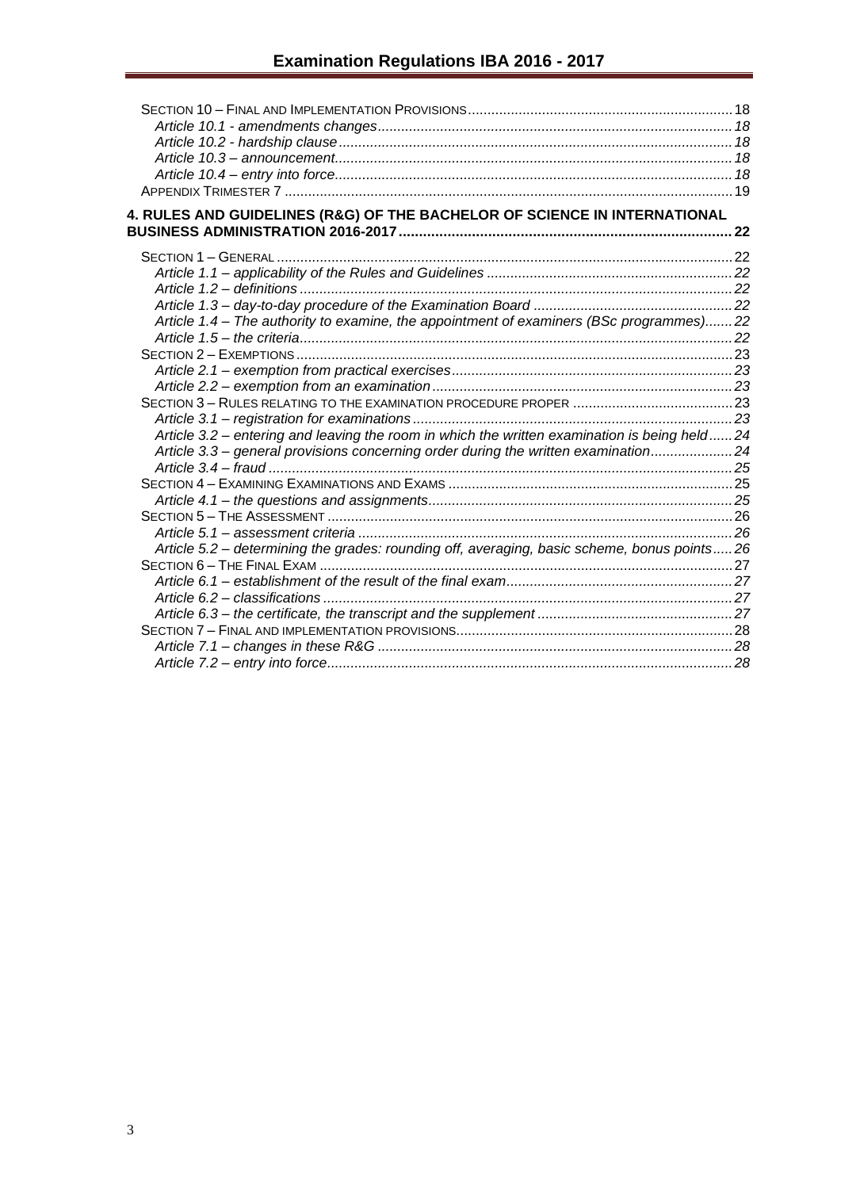Section 10 – Final and Implementation Provisions ........ 18
*Article 10.1 - amendments changes* ........ 18
*Article 10.2 - hardship clause* ........ 18
*Article 10.3 – announcement* ........ 18
*Article 10.4 – entry into force* ........ 18
Appendix Trimester 7 ........ 19

**4. RULES AND GUIDELINES (R&G) OF THE BACHELOR OF SCIENCE IN INTERNATIONAL BUSINESS ADMINISTRATION 2016-2017 ........ 22**

Section 1 – General ........ 22
*Article 1.1 – applicability of the Rules and Guidelines* ........ 22
*Article 1.2 – definitions* ........ 22
*Article 1.3 – day-to-day procedure of the Examination Board* ........ 22
*Article 1.4 – The authority to examine, the appointment of examiners (BSc programmes)* ........ 22
*Article 1.5 – the criteria* ........ 22
Section 2 – Exemptions ........ 23
*Article 2.1 – exemption from practical exercises* ........ 23
*Article 2.2 – exemption from an examination* ........ 23
Section 3 – Rules relating to the examination procedure proper ........ 23
*Article 3.1 – registration for examinations* ........ 23
*Article 3.2 – entering and leaving the room in which the written examination is being held* ........ 24
*Article 3.3 – general provisions concerning order during the written examination* ........ 24
*Article 3.4 – fraud* ........ 25
Section 4 – Examining Examinations and Exams ........ 25
*Article 4.1 – the questions and assignments* ........ 25
Section 5 – The Assessment ........ 26
*Article 5.1 – assessment criteria* ........ 26
*Article 5.2 – determining the grades: rounding off, averaging, basic scheme, bonus points* ........ 26
Section 6 – The Final Exam ........ 27
*Article 6.1 – establishment of the result of the final exam* ........ 27
*Article 6.2 – classifications* ........ 27
*Article 6.3 – the certificate, the transcript and the supplement* ........ 27
Section 7 – Final and implementation provisions ........ 28
*Article 7.1 – changes in these R&G* ........ 28
*Article 7.2 – entry into force* ........ 28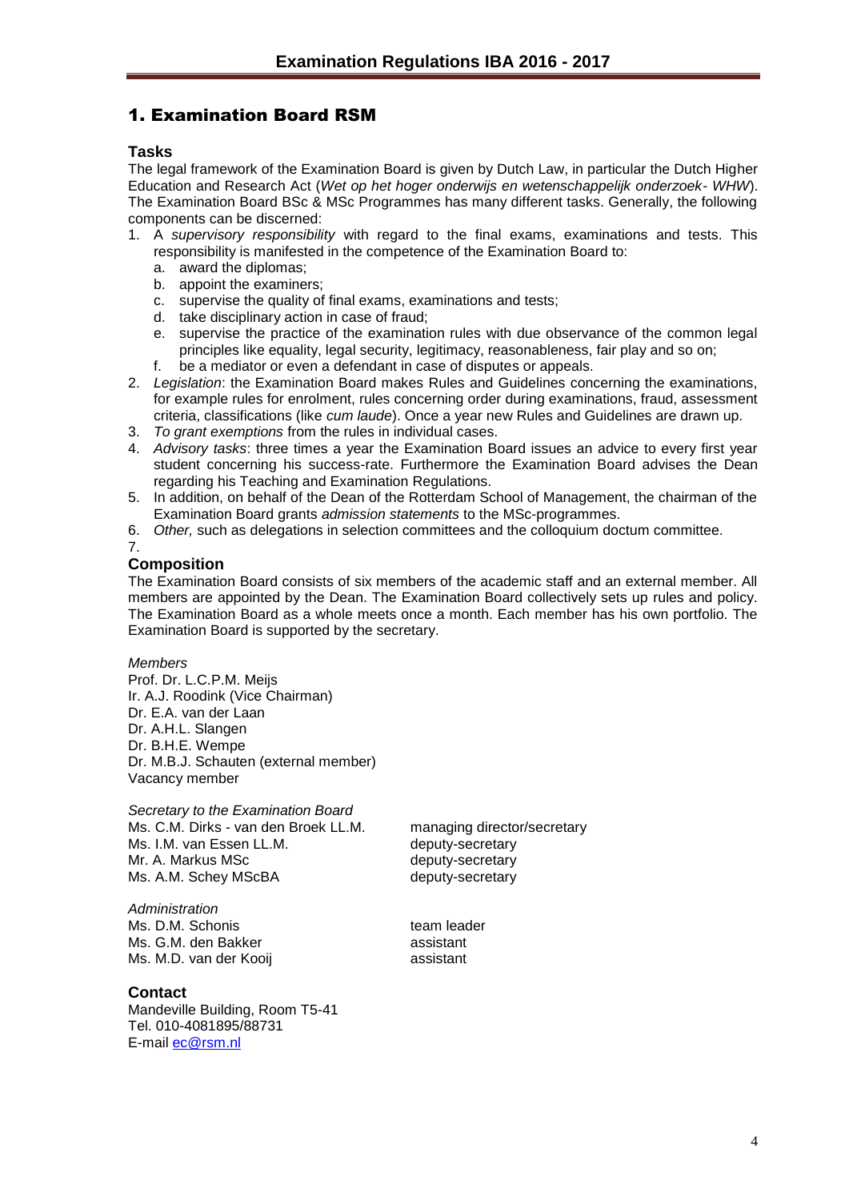# 1. Examination Board RSM

### Tasks

The legal framework of the Examination Board is given by Dutch Law, in particular the Dutch Higher Education and Research Act (*Wet op het hoger onderwijs en wetenschappelijk onderzoek- WHW*). The Examination Board BSc & MSc Programmes has many different tasks. Generally, the following components can be discerned:

1. A *supervisory responsibility* with regard to the final exams, examinations and tests. This responsibility is manifested in the competence of the Examination Board to:
   a. award the diplomas;
   b. appoint the examiners;
   c. supervise the quality of final exams, examinations and tests;
   d. take disciplinary action in case of fraud;
   e. supervise the practice of the examination rules with due observance of the common legal principles like equality, legal security, legitimacy, reasonableness, fair play and so on;
   f. be a mediator or even a defendant in case of disputes or appeals.
2. *Legislation*: the Examination Board makes Rules and Guidelines concerning the examinations, for example rules for enrolment, rules concerning order during examinations, fraud, assessment criteria, classifications (like *cum laude*). Once a year new Rules and Guidelines are drawn up.
3. *To grant exemptions* from the rules in individual cases.
4. *Advisory tasks*: three times a year the Examination Board issues an advice to every first year student concerning his success-rate. Furthermore the Examination Board advises the Dean regarding his Teaching and Examination Regulations.
5. In addition, on behalf of the Dean of the Rotterdam School of Management, the chairman of the Examination Board grants *admission statements* to the MSc-programmes.
6. *Other,* such as delegations in selection committees and the colloquium doctum committee.
7.

### Composition

The Examination Board consists of six members of the academic staff and an external member. All members are appointed by the Dean. The Examination Board collectively sets up rules and policy. The Examination Board as a whole meets once a month. Each member has his own portfolio. The Examination Board is supported by the secretary.

*Members*

Prof. Dr. L.C.P.M. Meijs
Ir. A.J. Roodink (Vice Chairman)
Dr. E.A. van der Laan
Dr. A.H.L. Slangen
Dr. B.H.E. Wempe
Dr. M.B.J. Schauten (external member)
Vacancy member

*Secretary to the Examination Board*

| | |
|---|---|
| Ms. C.M. Dirks - van den Broek LL.M. | managing director/secretary |
| Ms. I.M. van Essen LL.M. | deputy-secretary |
| Mr. A. Markus MSc | deputy-secretary |
| Ms. A.M. Schey MScBA | deputy-secretary |

*Administration*

| | |
|---|---|
| Ms. D.M. Schonis | team leader |
| Ms. G.M. den Bakker | assistant |
| Ms. M.D. van der Kooij | assistant |

### Contact

Mandeville Building, Room T5-41
Tel. 010-4081895/88731
E-mail ec@rsm.nl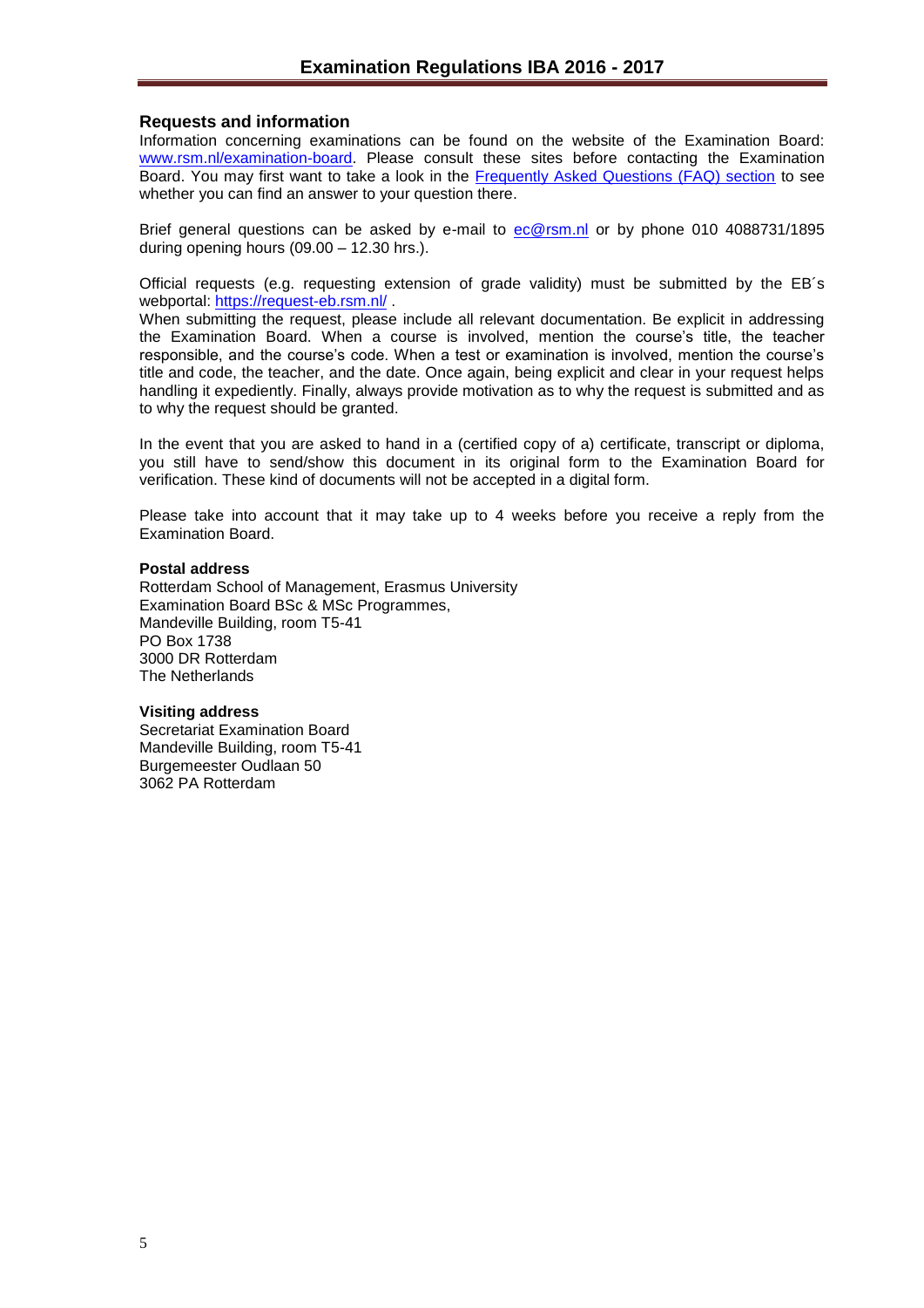## Requests and information

Information concerning examinations can be found on the website of the Examination Board: [www.rsm.nl/examination-board](http://www.rsm.nl/examination-board). Please consult these sites before contacting the Examination Board. You may first want to take a look in the Frequently Asked Questions (FAQ) section to see whether you can find an answer to your question there.

Brief general questions can be asked by e-mail to ec@rsm.nl or by phone 010 4088731/1895 during opening hours (09.00 – 12.30 hrs.).

Official requests (e.g. requesting extension of grade validity) must be submitted by the EB´s webportal: https://request-eb.rsm.nl/ .

When submitting the request, please include all relevant documentation. Be explicit in addressing the Examination Board. When a course is involved, mention the course's title, the teacher responsible, and the course's code. When a test or examination is involved, mention the course's title and code, the teacher, and the date. Once again, being explicit and clear in your request helps handling it expediently. Finally, always provide motivation as to why the request is submitted and as to why the request should be granted.

In the event that you are asked to hand in a (certified copy of a) certificate, transcript or diploma, you still have to send/show this document in its original form to the Examination Board for verification. These kind of documents will not be accepted in a digital form.

Please take into account that it may take up to 4 weeks before you receive a reply from the Examination Board.

**Postal address**
Rotterdam School of Management, Erasmus University
Examination Board BSc & MSc Programmes,
Mandeville Building, room T5-41
PO Box 1738
3000 DR Rotterdam
The Netherlands

**Visiting address**
Secretariat Examination Board
Mandeville Building, room T5-41
Burgemeester Oudlaan 50
3062 PA Rotterdam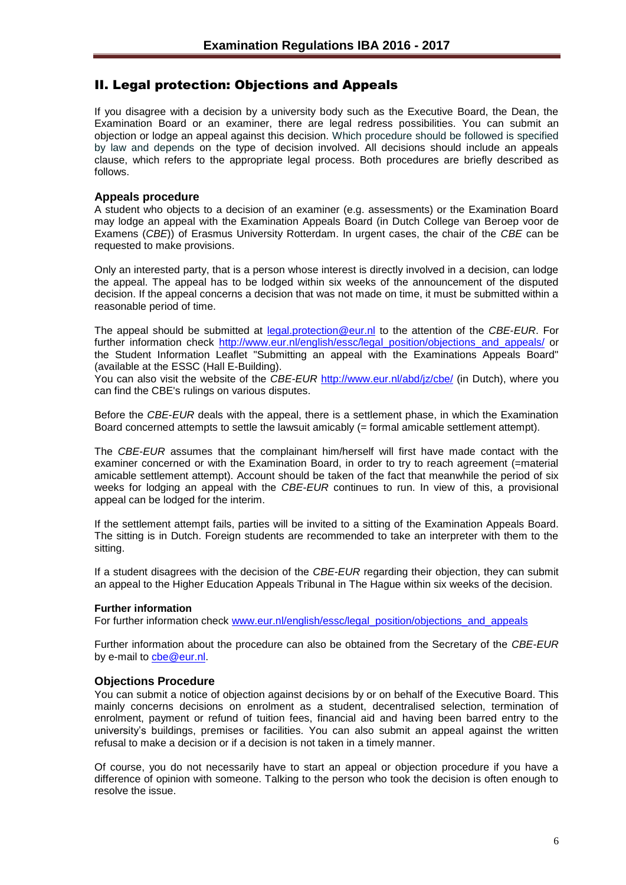## II. Legal protection: Objections and Appeals

If you disagree with a decision by a university body such as the Executive Board, the Dean, the Examination Board or an examiner, there are legal redress possibilities. You can submit an objection or lodge an appeal against this decision. Which procedure should be followed is specified by law and depends on the type of decision involved. All decisions should include an appeals clause, which refers to the appropriate legal process. Both procedures are briefly described as follows.

### Appeals procedure

A student who objects to a decision of an examiner (e.g. assessments) or the Examination Board may lodge an appeal with the Examination Appeals Board (in Dutch College van Beroep voor de Examens (*CBE*)) of Erasmus University Rotterdam. In urgent cases, the chair of the *CBE* can be requested to make provisions.

Only an interested party, that is a person whose interest is directly involved in a decision, can lodge the appeal. The appeal has to be lodged within six weeks of the announcement of the disputed decision. If the appeal concerns a decision that was not made on time, it must be submitted within a reasonable period of time.

The appeal should be submitted at [legal.protection@eur.nl](mailto:legal.protection@eur.nl) to the attention of the *CBE-EUR*. For further information check [http://www.eur.nl/english/essc/legal_position/objections_and_appeals/](http://www.eur.nl/english/essc/legal_position/objections_and_appeals/) or the Student Information Leaflet "Submitting an appeal with the Examinations Appeals Board" (available at the ESSC (Hall E-Building).
You can also visit the website of the *CBE-EUR* [http://www.eur.nl/abd/jz/cbe/](http://www.eur.nl/abd/jz/cbe/) (in Dutch), where you can find the CBE's rulings on various disputes.

Before the *CBE-EUR* deals with the appeal, there is a settlement phase, in which the Examination Board concerned attempts to settle the lawsuit amicably (= formal amicable settlement attempt).

The *CBE-EUR* assumes that the complainant him/herself will first have made contact with the examiner concerned or with the Examination Board, in order to try to reach agreement (=material amicable settlement attempt). Account should be taken of the fact that meanwhile the period of six weeks for lodging an appeal with the *CBE-EUR* continues to run. In view of this, a provisional appeal can be lodged for the interim.

If the settlement attempt fails, parties will be invited to a sitting of the Examination Appeals Board. The sitting is in Dutch. Foreign students are recommended to take an interpreter with them to the sitting.

If a student disagrees with the decision of the *CBE-EUR* regarding their objection, they can submit an appeal to the Higher Education Appeals Tribunal in The Hague within six weeks of the decision.

#### Further information

For further information check [www.eur.nl/english/essc/legal_position/objections_and_appeals](http://www.eur.nl/english/essc/legal_position/objections_and_appeals)

Further information about the procedure can also be obtained from the Secretary of the *CBE-EUR* by e-mail to [cbe@eur.nl](mailto:cbe@eur.nl).

### Objections Procedure

You can submit a notice of objection against decisions by or on behalf of the Executive Board. This mainly concerns decisions on enrolment as a student, decentralised selection, termination of enrolment, payment or refund of tuition fees, financial aid and having been barred entry to the university's buildings, premises or facilities. You can also submit an appeal against the written refusal to make a decision or if a decision is not taken in a timely manner.

Of course, you do not necessarily have to start an appeal or objection procedure if you have a difference of opinion with someone. Talking to the person who took the decision is often enough to resolve the issue.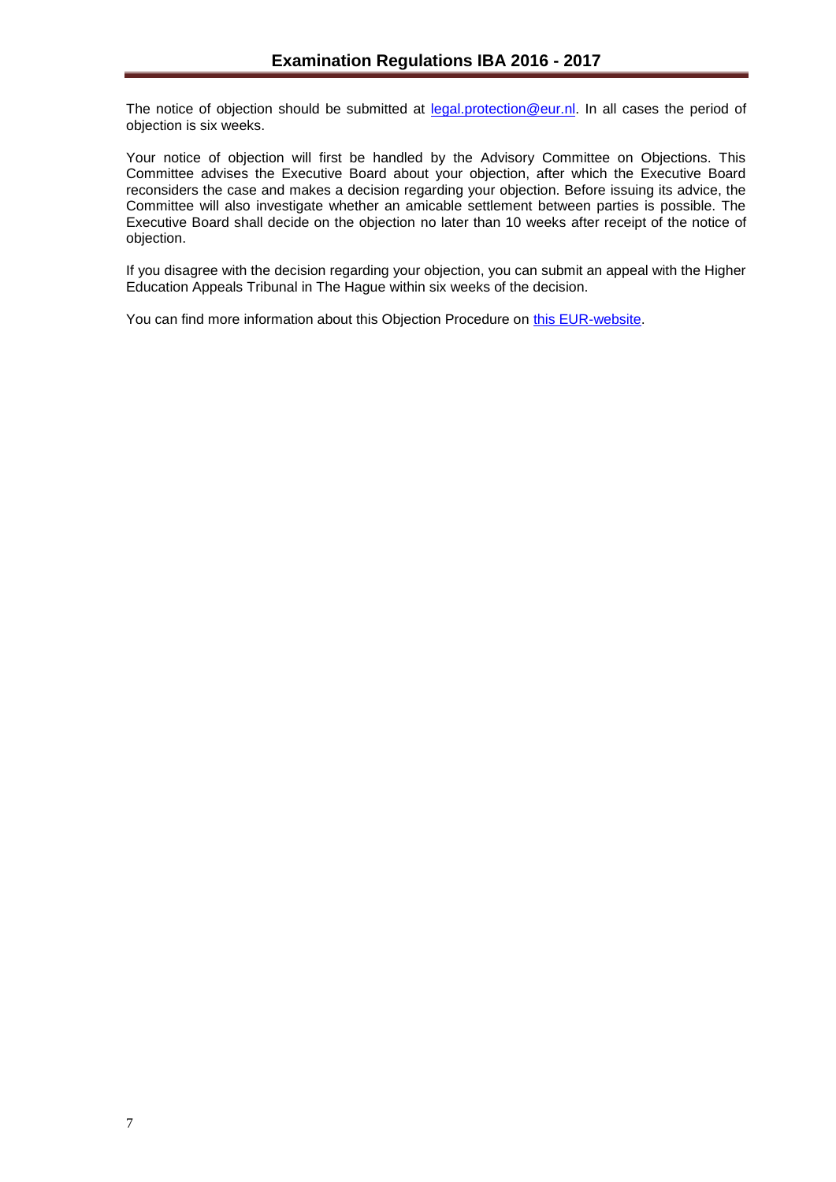The notice of objection should be submitted at [legal.protection@eur.nl](mailto:legal.protection@eur.nl). In all cases the period of objection is six weeks.

Your notice of objection will first be handled by the Advisory Committee on Objections. This Committee advises the Executive Board about your objection, after which the Executive Board reconsiders the case and makes a decision regarding your objection. Before issuing its advice, the Committee will also investigate whether an amicable settlement between parties is possible. The Executive Board shall decide on the objection no later than 10 weeks after receipt of the notice of objection.

If you disagree with the decision regarding your objection, you can submit an appeal with the Higher Education Appeals Tribunal in The Hague within six weeks of the decision.

You can find more information about this Objection Procedure on this EUR-website.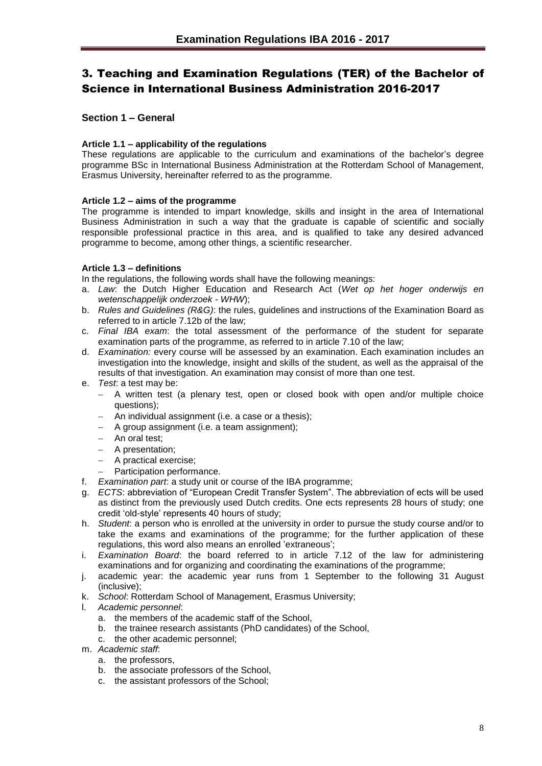# 3. Teaching and Examination Regulations (TER) of the Bachelor of Science in International Business Administration 2016-2017

## Section 1 – General

**Article 1.1 – applicability of the regulations**

These regulations are applicable to the curriculum and examinations of the bachelor's degree programme BSc in International Business Administration at the Rotterdam School of Management, Erasmus University, hereinafter referred to as the programme.

**Article 1.2 – aims of the programme**

The programme is intended to impart knowledge, skills and insight in the area of International Business Administration in such a way that the graduate is capable of scientific and socially responsible professional practice in this area, and is qualified to take any desired advanced programme to become, among other things, a scientific researcher.

**Article 1.3 – definitions**

In the regulations, the following words shall have the following meanings:

a. *Law*: the Dutch Higher Education and Research Act (*Wet op het hoger onderwijs en wetenschappelijk onderzoek - WHW*);
b. *Rules and Guidelines (R&G)*: the rules, guidelines and instructions of the Examination Board as referred to in article 7.12b of the law;
c. *Final IBA exam*: the total assessment of the performance of the student for separate examination parts of the programme, as referred to in article 7.10 of the law;
d. *Examination:* every course will be assessed by an examination. Each examination includes an investigation into the knowledge, insight and skills of the student, as well as the appraisal of the results of that investigation. An examination may consist of more than one test.
e. *Test*: a test may be:
   - A written test (a plenary test, open or closed book with open and/or multiple choice questions);
   - An individual assignment (i.e. a case or a thesis);
   - A group assignment (i.e. a team assignment);
   - An oral test;
   - A presentation;
   - A practical exercise;
   - Participation performance.
f. *Examination part*: a study unit or course of the IBA programme;
g. *ECTS*: abbreviation of "European Credit Transfer System". The abbreviation of ects will be used as distinct from the previously used Dutch credits. One ects represents 28 hours of study; one credit 'old-style' represents 40 hours of study;
h. *Student*: a person who is enrolled at the university in order to pursue the study course and/or to take the exams and examinations of the programme; for the further application of these regulations, this word also means an enrolled 'extraneous';
i. *Examination Board*: the board referred to in article 7.12 of the law for administering examinations and for organizing and coordinating the examinations of the programme;
j. academic year: the academic year runs from 1 September to the following 31 August (inclusive);
k. *School*: Rotterdam School of Management, Erasmus University;
l. *Academic personnel*:
   a. the members of the academic staff of the School,
   b. the trainee research assistants (PhD candidates) of the School,
   c. the other academic personnel;
m. *Academic staff*:
   a. the professors,
   b. the associate professors of the School,
   c. the assistant professors of the School;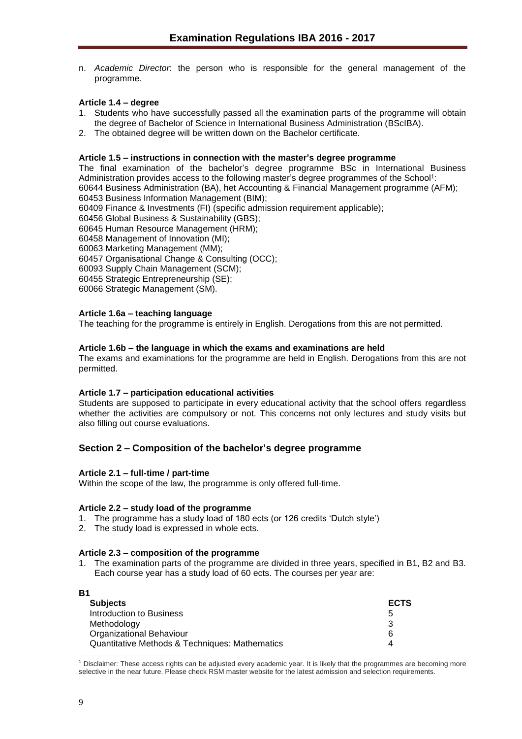n. *Academic Director*: the person who is responsible for the general management of the programme.

**Article 1.4 – degree**

1. Students who have successfully passed all the examination parts of the programme will obtain the degree of Bachelor of Science in International Business Administration (BScIBA).
2. The obtained degree will be written down on the Bachelor certificate.

**Article 1.5 – instructions in connection with the master's degree programme**

The final examination of the bachelor's degree programme BSc in International Business Administration provides access to the following master's degree programmes of the School[1]:
60644 Business Administration (BA), het Accounting & Financial Management programme (AFM);
60453 Business Information Management (BIM);
60409 Finance & Investments (FI) (specific admission requirement applicable);
60456 Global Business & Sustainability (GBS);
60645 Human Resource Management (HRM);
60458 Management of Innovation (MI);
60063 Marketing Management (MM);
60457 Organisational Change & Consulting (OCC);
60093 Supply Chain Management (SCM);
60455 Strategic Entrepreneurship (SE);
60066 Strategic Management (SM).

**Article 1.6a – teaching language**

The teaching for the programme is entirely in English. Derogations from this are not permitted.

**Article 1.6b – the language in which the exams and examinations are held**

The exams and examinations for the programme are held in English. Derogations from this are not permitted.

**Article 1.7 – participation educational activities**

Students are supposed to participate in every educational activity that the school offers regardless whether the activities are compulsory or not. This concerns not only lectures and study visits but also filling out course evaluations.

## Section 2 – Composition of the bachelor's degree programme

**Article 2.1 – full-time / part-time**

Within the scope of the law, the programme is only offered full-time.

**Article 2.2 – study load of the programme**

1. The programme has a study load of 180 ects (or 126 credits 'Dutch style')
2. The study load is expressed in whole ects.

**Article 2.3 – composition of the programme**

1. The examination parts of the programme are divided in three years, specified in B1, B2 and B3. Each course year has a study load of 60 ects. The courses per year are:

**B1**

| Subjects | ECTS |
|---|---|
| Introduction to Business | 5 |
| Methodology | 3 |
| Organizational Behaviour | 6 |
| Quantitative Methods & Techniques: Mathematics | 4 |

[1] Disclaimer: These access rights can be adjusted every academic year. It is likely that the programmes are becoming more selective in the near future. Please check RSM master website for the latest admission and selection requirements.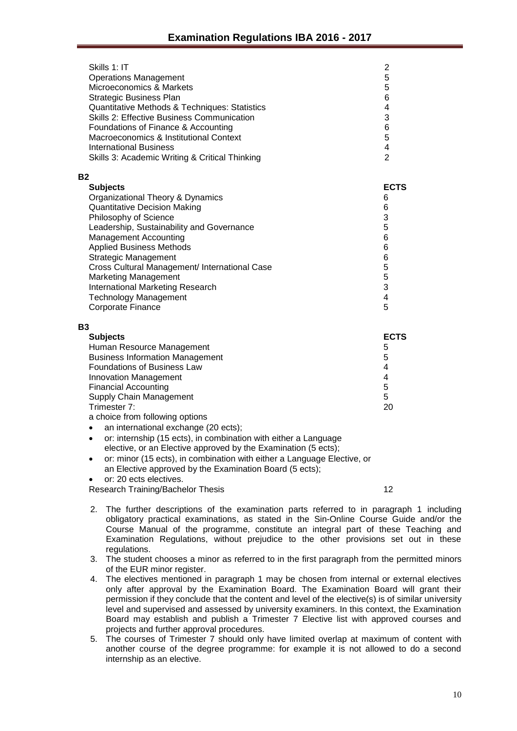| Subjects | ECTS |
|---|---|
| Skills 1: IT | 2 |
| Operations Management | 5 |
| Microeconomics & Markets | 5 |
| Strategic Business Plan | 6 |
| Quantitative Methods & Techniques: Statistics | 4 |
| Skills 2: Effective Business Communication | 3 |
| Foundations of Finance & Accounting | 6 |
| Macroeconomics & Institutional Context | 5 |
| International Business | 4 |
| Skills 3: Academic Writing & Critical Thinking | 2 |

**B2**

| Subjects | ECTS |
|---|---|
| Organizational Theory & Dynamics | 6 |
| Quantitative Decision Making | 6 |
| Philosophy of Science | 3 |
| Leadership, Sustainability and Governance | 5 |
| Management Accounting | 6 |
| Applied Business Methods | 6 |
| Strategic Management | 6 |
| Cross Cultural Management/ International Case | 5 |
| Marketing Management | 5 |
| International Marketing Research | 3 |
| Technology Management | 4 |
| Corporate Finance | 5 |

**B3**

| Subjects | ECTS |
|---|---|
| Human Resource Management | 5 |
| Business Information Management | 5 |
| Foundations of Business Law | 4 |
| Innovation Management | 4 |
| Financial Accounting | 5 |
| Supply Chain Management | 5 |
| Trimester 7: | 20 |

a choice from following options

- an international exchange (20 ects);
- or: internship (15 ects), in combination with either a Language elective, or an Elective approved by the Examination (5 ects);
- or: minor (15 ects), in combination with either a Language Elective, or an Elective approved by the Examination Board (5 ects);
- or: 20 ects electives.

| | |
|---|---|
| Research Training/Bachelor Thesis | 12 |

2. The further descriptions of the examination parts referred to in paragraph 1 including obligatory practical examinations, as stated in the Sin-Online Course Guide and/or the Course Manual of the programme, constitute an integral part of these Teaching and Examination Regulations, without prejudice to the other provisions set out in these regulations.
3. The student chooses a minor as referred to in the first paragraph from the permitted minors of the EUR minor register.
4. The electives mentioned in paragraph 1 may be chosen from internal or external electives only after approval by the Examination Board. The Examination Board will grant their permission if they conclude that the content and level of the elective(s) is of similar university level and supervised and assessed by university examiners. In this context, the Examination Board may establish and publish a Trimester 7 Elective list with approved courses and projects and further approval procedures.
5. The courses of Trimester 7 should only have limited overlap at maximum of content with another course of the degree programme: for example it is not allowed to do a second internship as an elective.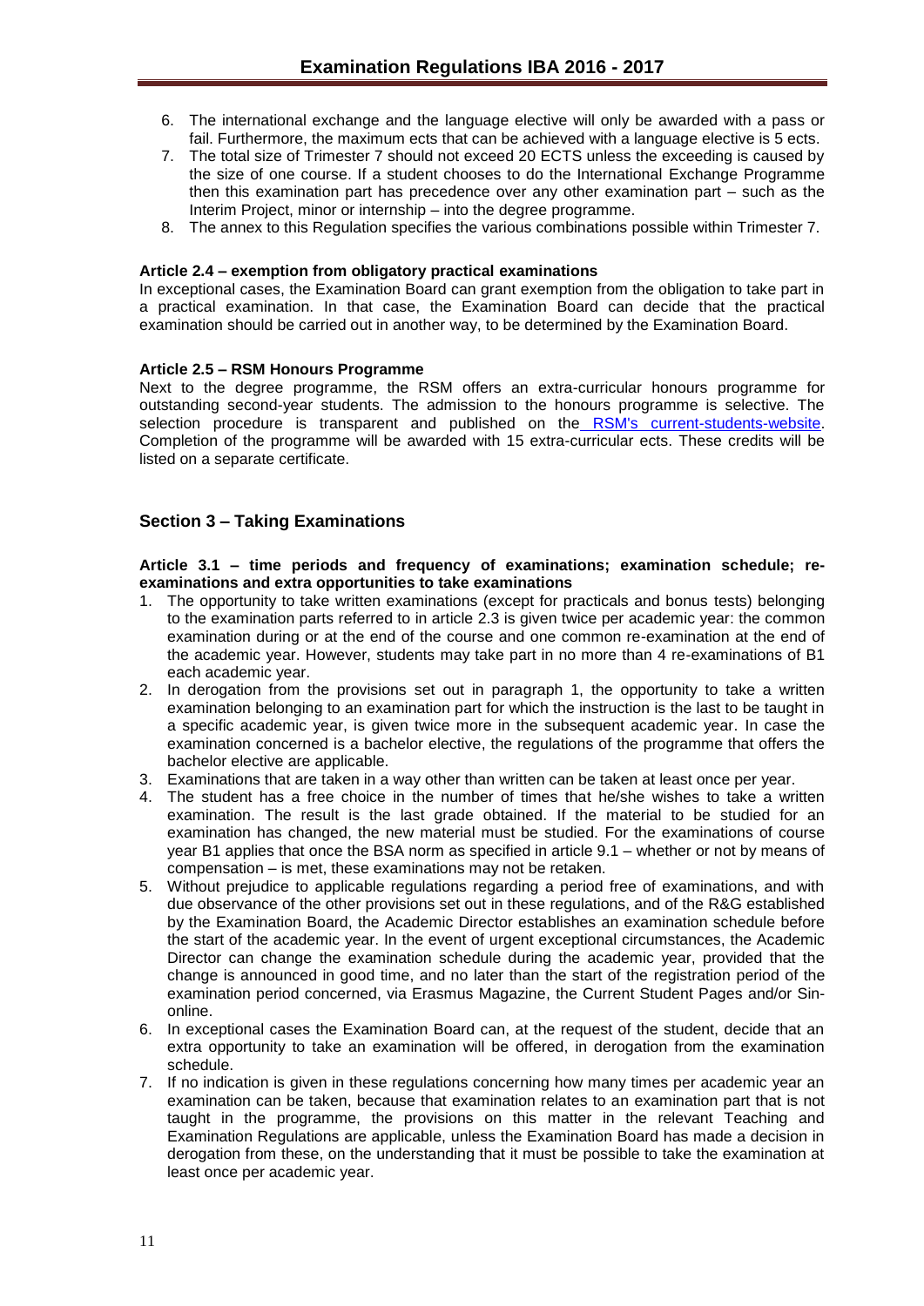6. The international exchange and the language elective will only be awarded with a pass or fail. Furthermore, the maximum ects that can be achieved with a language elective is 5 ects.
7. The total size of Trimester 7 should not exceed 20 ECTS unless the exceeding is caused by the size of one course. If a student chooses to do the International Exchange Programme then this examination part has precedence over any other examination part – such as the Interim Project, minor or internship – into the degree programme.
8. The annex to this Regulation specifies the various combinations possible within Trimester 7.

**Article 2.4 – exemption from obligatory practical examinations**

In exceptional cases, the Examination Board can grant exemption from the obligation to take part in a practical examination. In that case, the Examination Board can decide that the practical examination should be carried out in another way, to be determined by the Examination Board.

**Article 2.5 – RSM Honours Programme**

Next to the degree programme, the RSM offers an extra-curricular honours programme for outstanding second-year students. The admission to the honours programme is selective. The selection procedure is transparent and published on the RSM's current-students-website. Completion of the programme will be awarded with 15 extra-curricular ects. These credits will be listed on a separate certificate.

## Section 3 – Taking Examinations

**Article 3.1 – time periods and frequency of examinations; examination schedule; re-examinations and extra opportunities to take examinations**

1. The opportunity to take written examinations (except for practicals and bonus tests) belonging to the examination parts referred to in article 2.3 is given twice per academic year: the common examination during or at the end of the course and one common re-examination at the end of the academic year. However, students may take part in no more than 4 re-examinations of B1 each academic year.
2. In derogation from the provisions set out in paragraph 1, the opportunity to take a written examination belonging to an examination part for which the instruction is the last to be taught in a specific academic year, is given twice more in the subsequent academic year. In case the examination concerned is a bachelor elective, the regulations of the programme that offers the bachelor elective are applicable.
3. Examinations that are taken in a way other than written can be taken at least once per year.
4. The student has a free choice in the number of times that he/she wishes to take a written examination. The result is the last grade obtained. If the material to be studied for an examination has changed, the new material must be studied. For the examinations of course year B1 applies that once the BSA norm as specified in article 9.1 – whether or not by means of compensation – is met, these examinations may not be retaken.
5. Without prejudice to applicable regulations regarding a period free of examinations, and with due observance of the other provisions set out in these regulations, and of the R&G established by the Examination Board, the Academic Director establishes an examination schedule before the start of the academic year. In the event of urgent exceptional circumstances, the Academic Director can change the examination schedule during the academic year, provided that the change is announced in good time, and no later than the start of the registration period of the examination period concerned, via Erasmus Magazine, the Current Student Pages and/or Sin-online.
6. In exceptional cases the Examination Board can, at the request of the student, decide that an extra opportunity to take an examination will be offered, in derogation from the examination schedule.
7. If no indication is given in these regulations concerning how many times per academic year an examination can be taken, because that examination relates to an examination part that is not taught in the programme, the provisions on this matter in the relevant Teaching and Examination Regulations are applicable, unless the Examination Board has made a decision in derogation from these, on the understanding that it must be possible to take the examination at least once per academic year.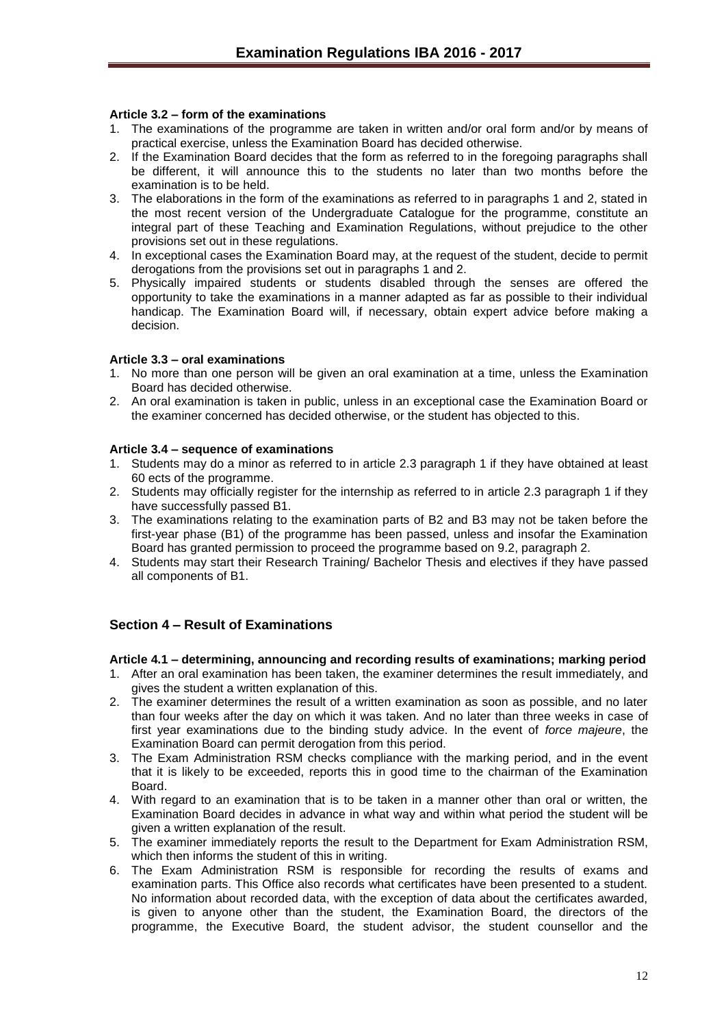#### Article 3.2 – form of the examinations

1. The examinations of the programme are taken in written and/or oral form and/or by means of practical exercise, unless the Examination Board has decided otherwise.
2. If the Examination Board decides that the form as referred to in the foregoing paragraphs shall be different, it will announce this to the students no later than two months before the examination is to be held.
3. The elaborations in the form of the examinations as referred to in paragraphs 1 and 2, stated in the most recent version of the Undergraduate Catalogue for the programme, constitute an integral part of these Teaching and Examination Regulations, without prejudice to the other provisions set out in these regulations.
4. In exceptional cases the Examination Board may, at the request of the student, decide to permit derogations from the provisions set out in paragraphs 1 and 2.
5. Physically impaired students or students disabled through the senses are offered the opportunity to take the examinations in a manner adapted as far as possible to their individual handicap. The Examination Board will, if necessary, obtain expert advice before making a decision.

#### Article 3.3 – oral examinations

1. No more than one person will be given an oral examination at a time, unless the Examination Board has decided otherwise.
2. An oral examination is taken in public, unless in an exceptional case the Examination Board or the examiner concerned has decided otherwise, or the student has objected to this.

#### Article 3.4 – sequence of examinations

1. Students may do a minor as referred to in article 2.3 paragraph 1 if they have obtained at least 60 ects of the programme.
2. Students may officially register for the internship as referred to in article 2.3 paragraph 1 if they have successfully passed B1.
3. The examinations relating to the examination parts of B2 and B3 may not be taken before the first-year phase (B1) of the programme has been passed, unless and insofar the Examination Board has granted permission to proceed the programme based on 9.2, paragraph 2.
4. Students may start their Research Training/ Bachelor Thesis and electives if they have passed all components of B1.

## Section 4 – Result of Examinations

#### Article 4.1 – determining, announcing and recording results of examinations; marking period

1. After an oral examination has been taken, the examiner determines the result immediately, and gives the student a written explanation of this.
2. The examiner determines the result of a written examination as soon as possible, and no later than four weeks after the day on which it was taken. And no later than three weeks in case of first year examinations due to the binding study advice. In the event of *force majeure*, the Examination Board can permit derogation from this period.
3. The Exam Administration RSM checks compliance with the marking period, and in the event that it is likely to be exceeded, reports this in good time to the chairman of the Examination Board.
4. With regard to an examination that is to be taken in a manner other than oral or written, the Examination Board decides in advance in what way and within what period the student will be given a written explanation of the result.
5. The examiner immediately reports the result to the Department for Exam Administration RSM, which then informs the student of this in writing.
6. The Exam Administration RSM is responsible for recording the results of exams and examination parts. This Office also records what certificates have been presented to a student. No information about recorded data, with the exception of data about the certificates awarded, is given to anyone other than the student, the Examination Board, the directors of the programme, the Executive Board, the student advisor, the student counsellor and the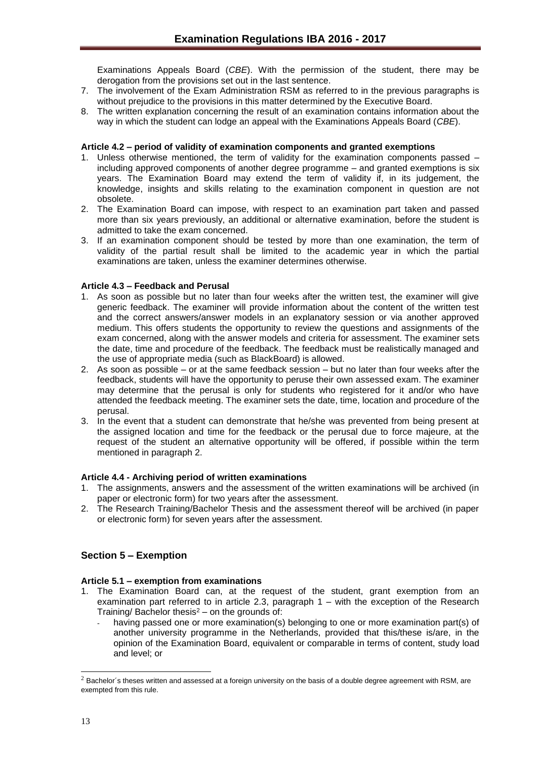Examinations Appeals Board (*CBE*). With the permission of the student, there may be derogation from the provisions set out in the last sentence.

7. The involvement of the Exam Administration RSM as referred to in the previous paragraphs is without prejudice to the provisions in this matter determined by the Executive Board.
8. The written explanation concerning the result of an examination contains information about the way in which the student can lodge an appeal with the Examinations Appeals Board (*CBE*).

**Article 4.2 – period of validity of examination components and granted exemptions**

1. Unless otherwise mentioned, the term of validity for the examination components passed – including approved components of another degree programme – and granted exemptions is six years. The Examination Board may extend the term of validity if, in its judgement, the knowledge, insights and skills relating to the examination component in question are not obsolete.
2. The Examination Board can impose, with respect to an examination part taken and passed more than six years previously, an additional or alternative examination, before the student is admitted to take the exam concerned.
3. If an examination component should be tested by more than one examination, the term of validity of the partial result shall be limited to the academic year in which the partial examinations are taken, unless the examiner determines otherwise.

**Article 4.3 – Feedback and Perusal**

1. As soon as possible but no later than four weeks after the written test, the examiner will give generic feedback. The examiner will provide information about the content of the written test and the correct answers/answer models in an explanatory session or via another approved medium. This offers students the opportunity to review the questions and assignments of the exam concerned, along with the answer models and criteria for assessment. The examiner sets the date, time and procedure of the feedback. The feedback must be realistically managed and the use of appropriate media (such as BlackBoard) is allowed.
2. As soon as possible – or at the same feedback session – but no later than four weeks after the feedback, students will have the opportunity to peruse their own assessed exam. The examiner may determine that the perusal is only for students who registered for it and/or who have attended the feedback meeting. The examiner sets the date, time, location and procedure of the perusal.
3. In the event that a student can demonstrate that he/she was prevented from being present at the assigned location and time for the feedback or the perusal due to force majeure, at the request of the student an alternative opportunity will be offered, if possible within the term mentioned in paragraph 2.

**Article 4.4 - Archiving period of written examinations**

1. The assignments, answers and the assessment of the written examinations will be archived (in paper or electronic form) for two years after the assessment.
2. The Research Training/Bachelor Thesis and the assessment thereof will be archived (in paper or electronic form) for seven years after the assessment.

## Section 5 – Exemption

**Article 5.1 – exemption from examinations**

1. The Examination Board can, at the request of the student, grant exemption from an examination part referred to in article 2.3, paragraph 1 – with the exception of the Research Training/ Bachelor thesis[2] – on the grounds of:
   - having passed one or more examination(s) belonging to one or more examination part(s) of another university programme in the Netherlands, provided that this/these is/are, in the opinion of the Examination Board, equivalent or comparable in terms of content, study load and level; or

[2] Bachelor´s theses written and assessed at a foreign university on the basis of a double degree agreement with RSM, are exempted from this rule.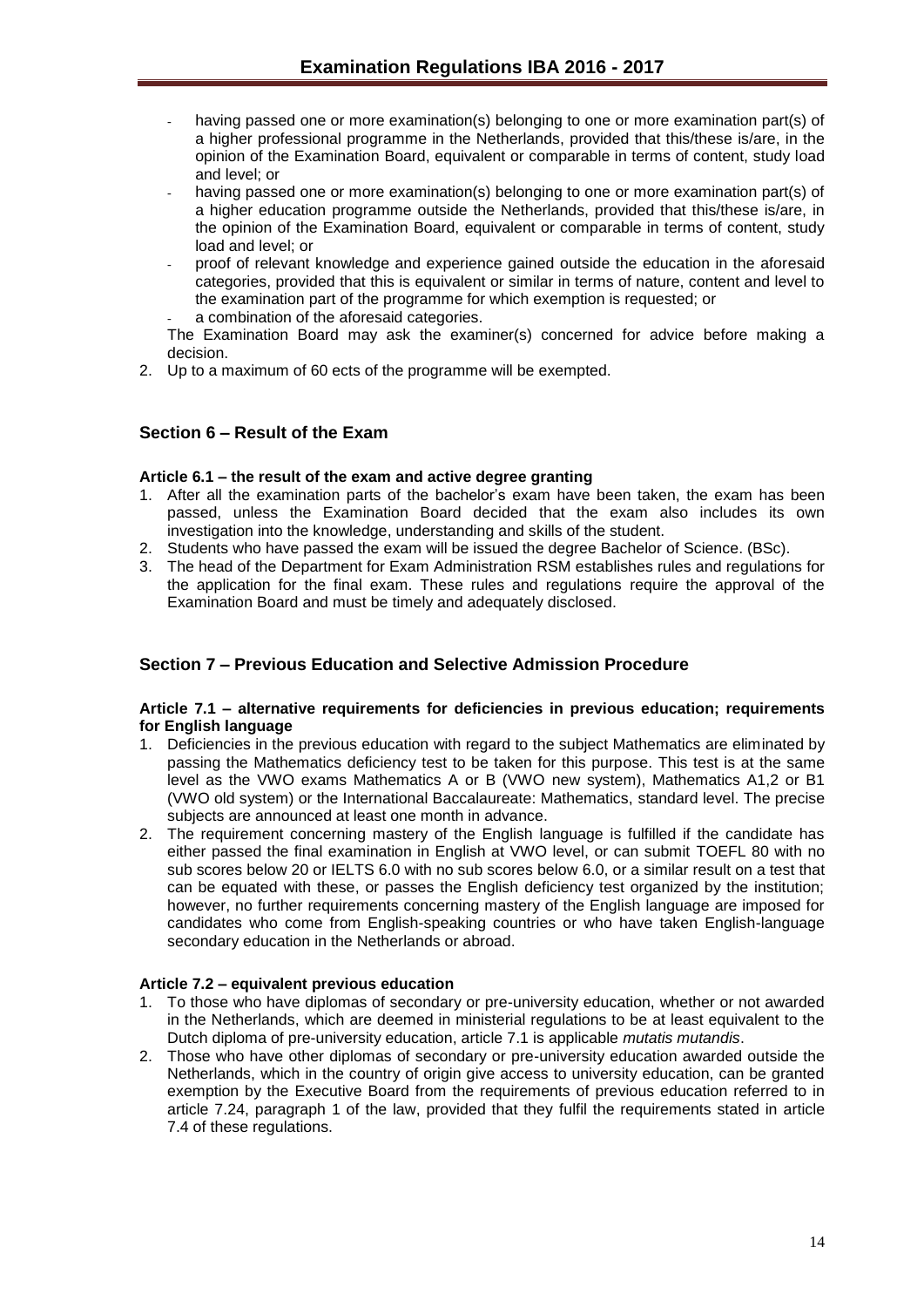- having passed one or more examination(s) belonging to one or more examination part(s) of a higher professional programme in the Netherlands, provided that this/these is/are, in the opinion of the Examination Board, equivalent or comparable in terms of content, study load and level; or
- having passed one or more examination(s) belonging to one or more examination part(s) of a higher education programme outside the Netherlands, provided that this/these is/are, in the opinion of the Examination Board, equivalent or comparable in terms of content, study load and level; or
- proof of relevant knowledge and experience gained outside the education in the aforesaid categories, provided that this is equivalent or similar in terms of nature, content and level to the examination part of the programme for which exemption is requested; or
- a combination of the aforesaid categories.

The Examination Board may ask the examiner(s) concerned for advice before making a decision.

2. Up to a maximum of 60 ects of the programme will be exempted.

## Section 6 – Result of the Exam

### Article 6.1 – the result of the exam and active degree granting

1. After all the examination parts of the bachelor's exam have been taken, the exam has been passed, unless the Examination Board decided that the exam also includes its own investigation into the knowledge, understanding and skills of the student.
2. Students who have passed the exam will be issued the degree Bachelor of Science. (BSc).
3. The head of the Department for Exam Administration RSM establishes rules and regulations for the application for the final exam. These rules and regulations require the approval of the Examination Board and must be timely and adequately disclosed.

## Section 7 – Previous Education and Selective Admission Procedure

### Article 7.1 – alternative requirements for deficiencies in previous education; requirements for English language

1. Deficiencies in the previous education with regard to the subject Mathematics are eliminated by passing the Mathematics deficiency test to be taken for this purpose. This test is at the same level as the VWO exams Mathematics A or B (VWO new system), Mathematics A1,2 or B1 (VWO old system) or the International Baccalaureate: Mathematics, standard level. The precise subjects are announced at least one month in advance.
2. The requirement concerning mastery of the English language is fulfilled if the candidate has either passed the final examination in English at VWO level, or can submit TOEFL 80 with no sub scores below 20 or IELTS 6.0 with no sub scores below 6.0, or a similar result on a test that can be equated with these, or passes the English deficiency test organized by the institution; however, no further requirements concerning mastery of the English language are imposed for candidates who come from English-speaking countries or who have taken English-language secondary education in the Netherlands or abroad.

### Article 7.2 – equivalent previous education

1. To those who have diplomas of secondary or pre-university education, whether or not awarded in the Netherlands, which are deemed in ministerial regulations to be at least equivalent to the Dutch diploma of pre-university education, article 7.1 is applicable *mutatis mutandis*.
2. Those who have other diplomas of secondary or pre-university education awarded outside the Netherlands, which in the country of origin give access to university education, can be granted exemption by the Executive Board from the requirements of previous education referred to in article 7.24, paragraph 1 of the law, provided that they fulfil the requirements stated in article 7.4 of these regulations.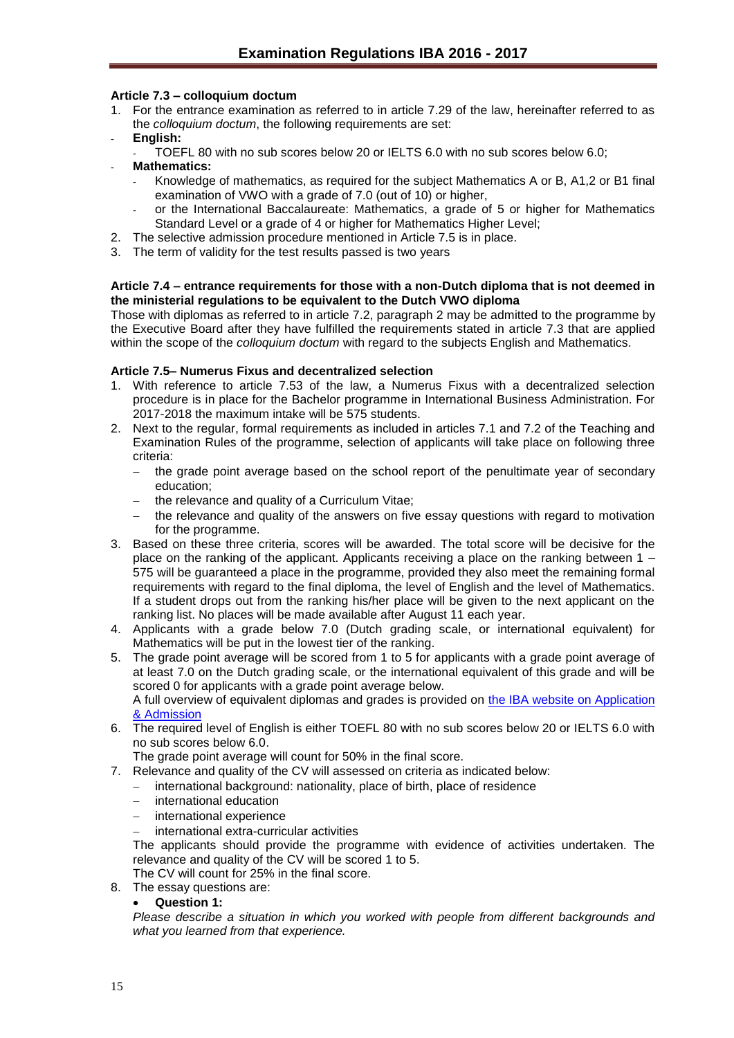**Article 7.3 – colloquium doctum**

1. For the entrance examination as referred to in article 7.29 of the law, hereinafter referred to as the *colloquium doctum*, the following requirements are set:
   - **English:**
     - TOEFL 80 with no sub scores below 20 or IELTS 6.0 with no sub scores below 6.0;
   - **Mathematics:**
     - Knowledge of mathematics, as required for the subject Mathematics A or B, A1,2 or B1 final examination of VWO with a grade of 7.0 (out of 10) or higher,
     - or the International Baccalaureate: Mathematics, a grade of 5 or higher for Mathematics Standard Level or a grade of 4 or higher for Mathematics Higher Level;
2. The selective admission procedure mentioned in Article 7.5 is in place.
3. The term of validity for the test results passed is two years

**Article 7.4 – entrance requirements for those with a non-Dutch diploma that is not deemed in the ministerial regulations to be equivalent to the Dutch VWO diploma**

Those with diplomas as referred to in article 7.2, paragraph 2 may be admitted to the programme by the Executive Board after they have fulfilled the requirements stated in article 7.3 that are applied within the scope of the *colloquium doctum* with regard to the subjects English and Mathematics.

**Article 7.5– Numerus Fixus and decentralized selection**

1. With reference to article 7.53 of the law, a Numerus Fixus with a decentralized selection procedure is in place for the Bachelor programme in International Business Administration. For 2017-2018 the maximum intake will be 575 students.
2. Next to the regular, formal requirements as included in articles 7.1 and 7.2 of the Teaching and Examination Rules of the programme, selection of applicants will take place on following three criteria:
   - the grade point average based on the school report of the penultimate year of secondary education;
   - the relevance and quality of a Curriculum Vitae;
   - the relevance and quality of the answers on five essay questions with regard to motivation for the programme.
3. Based on these three criteria, scores will be awarded. The total score will be decisive for the place on the ranking of the applicant. Applicants receiving a place on the ranking between 1 – 575 will be guaranteed a place in the programme, provided they also meet the remaining formal requirements with regard to the final diploma, the level of English and the level of Mathematics. If a student drops out from the ranking his/her place will be given to the next applicant on the ranking list. No places will be made available after August 11 each year.
4. Applicants with a grade below 7.0 (Dutch grading scale, or international equivalent) for Mathematics will be put in the lowest tier of the ranking.
5. The grade point average will be scored from 1 to 5 for applicants with a grade point average of at least 7.0 on the Dutch grading scale, or the international equivalent of this grade and will be scored 0 for applicants with a grade point average below.
   A full overview of equivalent diplomas and grades is provided on [the IBA website on Application & Admission]
6. The required level of English is either TOEFL 80 with no sub scores below 20 or IELTS 6.0 with no sub scores below 6.0.
   The grade point average will count for 50% in the final score.
7. Relevance and quality of the CV will assessed on criteria as indicated below:
   - international background: nationality, place of birth, place of residence
   - international education
   - international experience
   - international extra-curricular activities

   The applicants should provide the programme with evidence of activities undertaken. The relevance and quality of the CV will be scored 1 to 5.
   The CV will count for 25% in the final score.
8. The essay questions are:
   - **Question 1:**
     *Please describe a situation in which you worked with people from different backgrounds and what you learned from that experience.*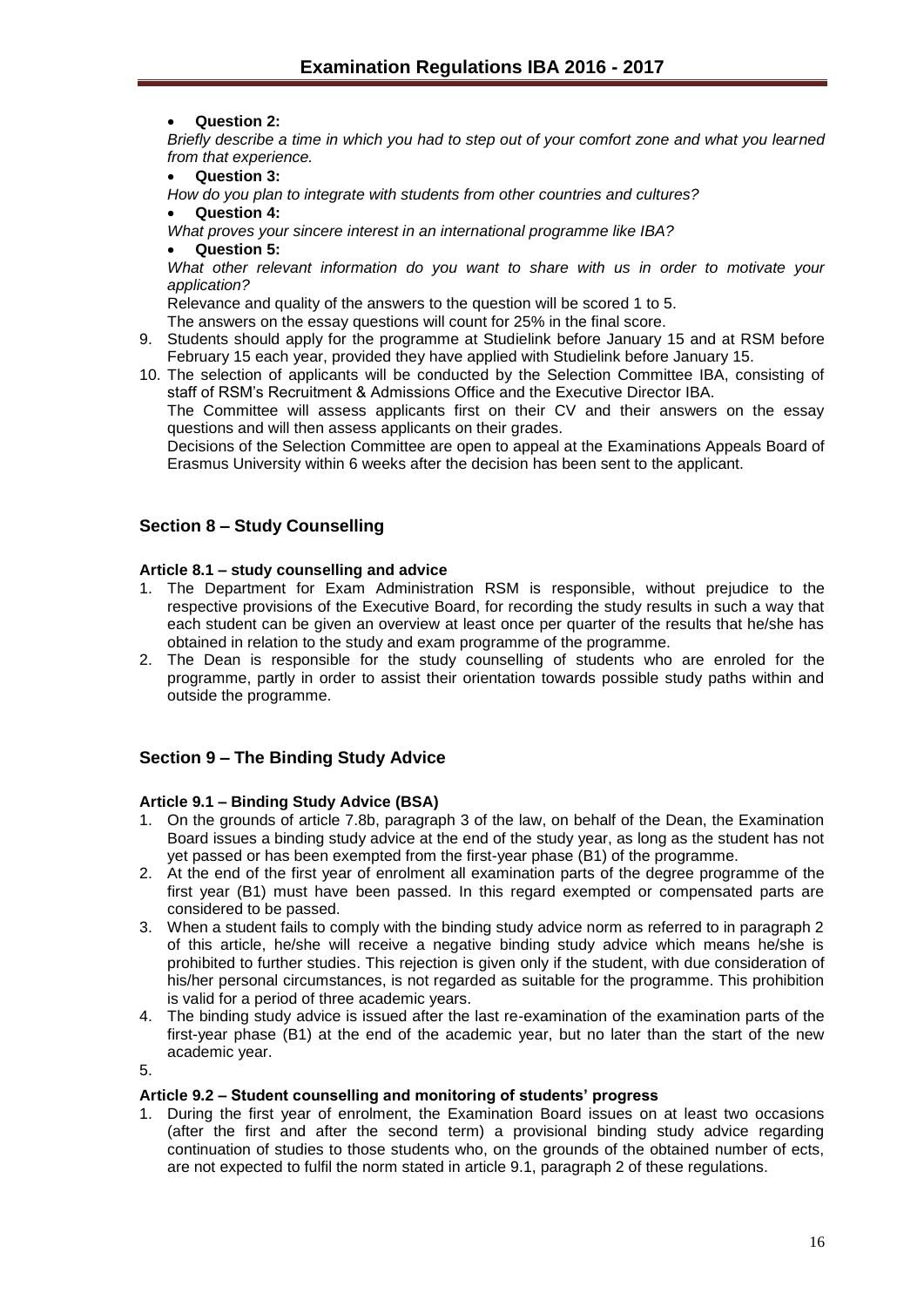- **Question 2:**

  *Briefly describe a time in which you had to step out of your comfort zone and what you learned from that experience.*

- **Question 3:**

  *How do you plan to integrate with students from other countries and cultures?*

- **Question 4:**

  *What proves your sincere interest in an international programme like IBA?*

- **Question 5:**

  *What other relevant information do you want to share with us in order to motivate your application?*

  Relevance and quality of the answers to the question will be scored 1 to 5.

  The answers on the essay questions will count for 25% in the final score.

9. Students should apply for the programme at Studielink before January 15 and at RSM before February 15 each year, provided they have applied with Studielink before January 15.
10. The selection of applicants will be conducted by the Selection Committee IBA, consisting of staff of RSM's Recruitment & Admissions Office and the Executive Director IBA.

    The Committee will assess applicants first on their CV and their answers on the essay questions and will then assess applicants on their grades.

    Decisions of the Selection Committee are open to appeal at the Examinations Appeals Board of Erasmus University within 6 weeks after the decision has been sent to the applicant.

## Section 8 – Study Counselling

### Article 8.1 – study counselling and advice

1. The Department for Exam Administration RSM is responsible, without prejudice to the respective provisions of the Executive Board, for recording the study results in such a way that each student can be given an overview at least once per quarter of the results that he/she has obtained in relation to the study and exam programme of the programme.
2. The Dean is responsible for the study counselling of students who are enroled for the programme, partly in order to assist their orientation towards possible study paths within and outside the programme.

## Section 9 – The Binding Study Advice

### Article 9.1 – Binding Study Advice (BSA)

1. On the grounds of article 7.8b, paragraph 3 of the law, on behalf of the Dean, the Examination Board issues a binding study advice at the end of the study year, as long as the student has not yet passed or has been exempted from the first-year phase (B1) of the programme.
2. At the end of the first year of enrolment all examination parts of the degree programme of the first year (B1) must have been passed. In this regard exempted or compensated parts are considered to be passed.
3. When a student fails to comply with the binding study advice norm as referred to in paragraph 2 of this article, he/she will receive a negative binding study advice which means he/she is prohibited to further studies. This rejection is given only if the student, with due consideration of his/her personal circumstances, is not regarded as suitable for the programme. This prohibition is valid for a period of three academic years.
4. The binding study advice is issued after the last re-examination of the examination parts of the first-year phase (B1) at the end of the academic year, but no later than the start of the new academic year.
5.

### Article 9.2 – Student counselling and monitoring of students' progress

1. During the first year of enrolment, the Examination Board issues on at least two occasions (after the first and after the second term) a provisional binding study advice regarding continuation of studies to those students who, on the grounds of the obtained number of ects, are not expected to fulfil the norm stated in article 9.1, paragraph 2 of these regulations.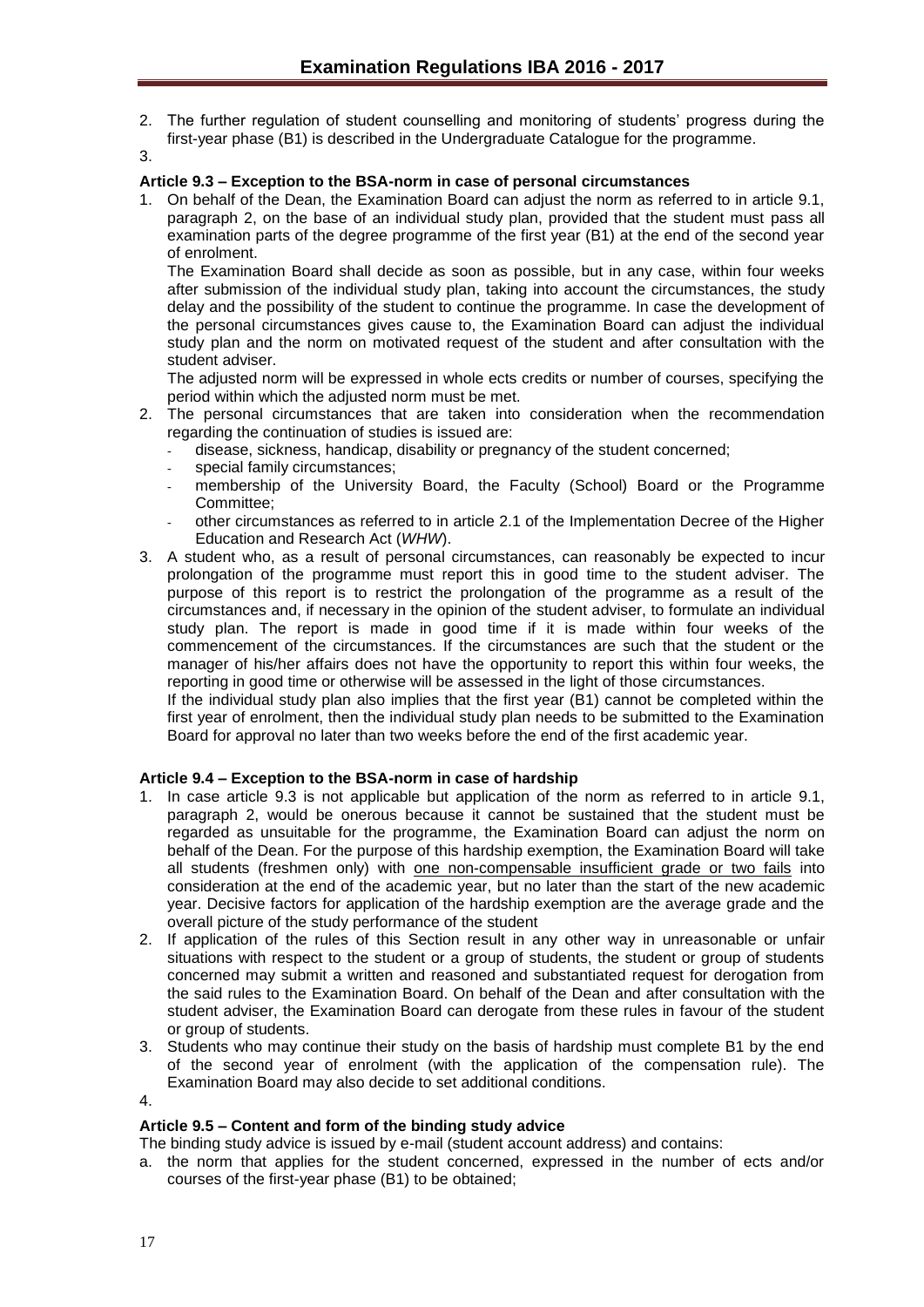2. The further regulation of student counselling and monitoring of students' progress during the first-year phase (B1) is described in the Undergraduate Catalogue for the programme.
3.

**Article 9.3 – Exception to the BSA-norm in case of personal circumstances**

1. On behalf of the Dean, the Examination Board can adjust the norm as referred to in article 9.1, paragraph 2, on the base of an individual study plan, provided that the student must pass all examination parts of the degree programme of the first year (B1) at the end of the second year of enrolment.
   The Examination Board shall decide as soon as possible, but in any case, within four weeks after submission of the individual study plan, taking into account the circumstances, the study delay and the possibility of the student to continue the programme. In case the development of the personal circumstances gives cause to, the Examination Board can adjust the individual study plan and the norm on motivated request of the student and after consultation with the student adviser.
   The adjusted norm will be expressed in whole ects credits or number of courses, specifying the period within which the adjusted norm must be met.
2. The personal circumstances that are taken into consideration when the recommendation regarding the continuation of studies is issued are:
   - disease, sickness, handicap, disability or pregnancy of the student concerned;
   - special family circumstances;
   - membership of the University Board, the Faculty (School) Board or the Programme Committee;
   - other circumstances as referred to in article 2.1 of the Implementation Decree of the Higher Education and Research Act (*WHW*).
3. A student who, as a result of personal circumstances, can reasonably be expected to incur prolongation of the programme must report this in good time to the student adviser. The purpose of this report is to restrict the prolongation of the programme as a result of the circumstances and, if necessary in the opinion of the student adviser, to formulate an individual study plan. The report is made in good time if it is made within four weeks of the commencement of the circumstances. If the circumstances are such that the student or the manager of his/her affairs does not have the opportunity to report this within four weeks, the reporting in good time or otherwise will be assessed in the light of those circumstances.
   If the individual study plan also implies that the first year (B1) cannot be completed within the first year of enrolment, then the individual study plan needs to be submitted to the Examination Board for approval no later than two weeks before the end of the first academic year.

**Article 9.4 – Exception to the BSA-norm in case of hardship**

1. In case article 9.3 is not applicable but application of the norm as referred to in article 9.1, paragraph 2, would be onerous because it cannot be sustained that the student must be regarded as unsuitable for the programme, the Examination Board can adjust the norm on behalf of the Dean. For the purpose of this hardship exemption, the Examination Board will take all students (freshmen only) with <u>one non-compensable insufficient grade or two fails</u> into consideration at the end of the academic year, but no later than the start of the new academic year. Decisive factors for application of the hardship exemption are the average grade and the overall picture of the study performance of the student
2. If application of the rules of this Section result in any other way in unreasonable or unfair situations with respect to the student or a group of students, the student or group of students concerned may submit a written and reasoned and substantiated request for derogation from the said rules to the Examination Board. On behalf of the Dean and after consultation with the student adviser, the Examination Board can derogate from these rules in favour of the student or group of students.
3. Students who may continue their study on the basis of hardship must complete B1 by the end of the second year of enrolment (with the application of the compensation rule). The Examination Board may also decide to set additional conditions.
4.

**Article 9.5 – Content and form of the binding study advice**

The binding study advice is issued by e-mail (student account address) and contains:

a. the norm that applies for the student concerned, expressed in the number of ects and/or courses of the first-year phase (B1) to be obtained;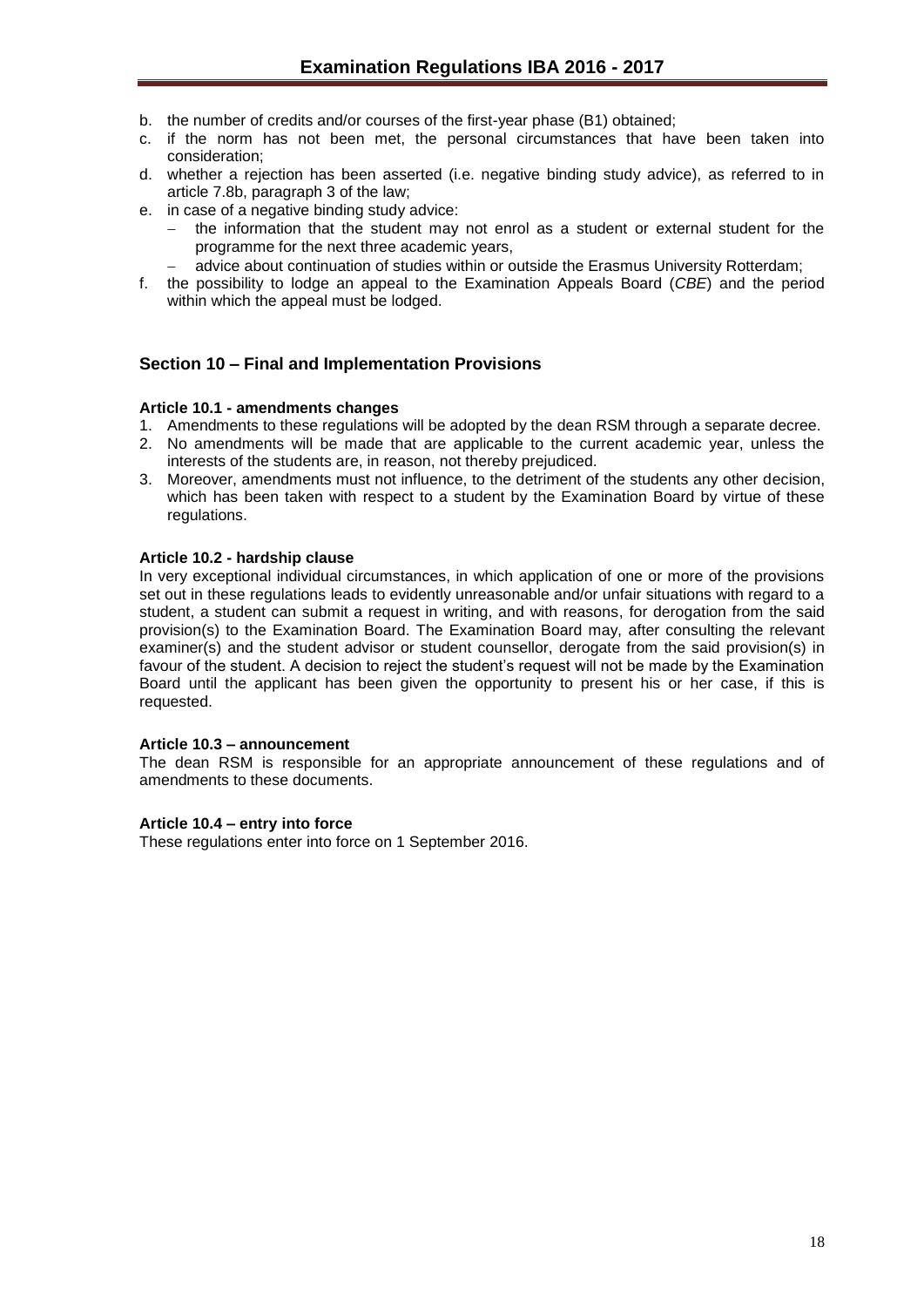b. the number of credits and/or courses of the first-year phase (B1) obtained;
c. if the norm has not been met, the personal circumstances that have been taken into consideration;
d. whether a rejection has been asserted (i.e. negative binding study advice), as referred to in article 7.8b, paragraph 3 of the law;
e. in case of a negative binding study advice:
   - the information that the student may not enrol as a student or external student for the programme for the next three academic years,
   - advice about continuation of studies within or outside the Erasmus University Rotterdam;
f. the possibility to lodge an appeal to the Examination Appeals Board (*CBE*) and the period within which the appeal must be lodged.

## Section 10 – Final and Implementation Provisions

#### Article 10.1 - amendments changes

1. Amendments to these regulations will be adopted by the dean RSM through a separate decree.
2. No amendments will be made that are applicable to the current academic year, unless the interests of the students are, in reason, not thereby prejudiced.
3. Moreover, amendments must not influence, to the detriment of the students any other decision, which has been taken with respect to a student by the Examination Board by virtue of these regulations.

#### Article 10.2 - hardship clause

In very exceptional individual circumstances, in which application of one or more of the provisions set out in these regulations leads to evidently unreasonable and/or unfair situations with regard to a student, a student can submit a request in writing, and with reasons, for derogation from the said provision(s) to the Examination Board. The Examination Board may, after consulting the relevant examiner(s) and the student advisor or student counsellor, derogate from the said provision(s) in favour of the student. A decision to reject the student's request will not be made by the Examination Board until the applicant has been given the opportunity to present his or her case, if this is requested.

#### Article 10.3 – announcement

The dean RSM is responsible for an appropriate announcement of these regulations and of amendments to these documents.

#### Article 10.4 – entry into force

These regulations enter into force on 1 September 2016.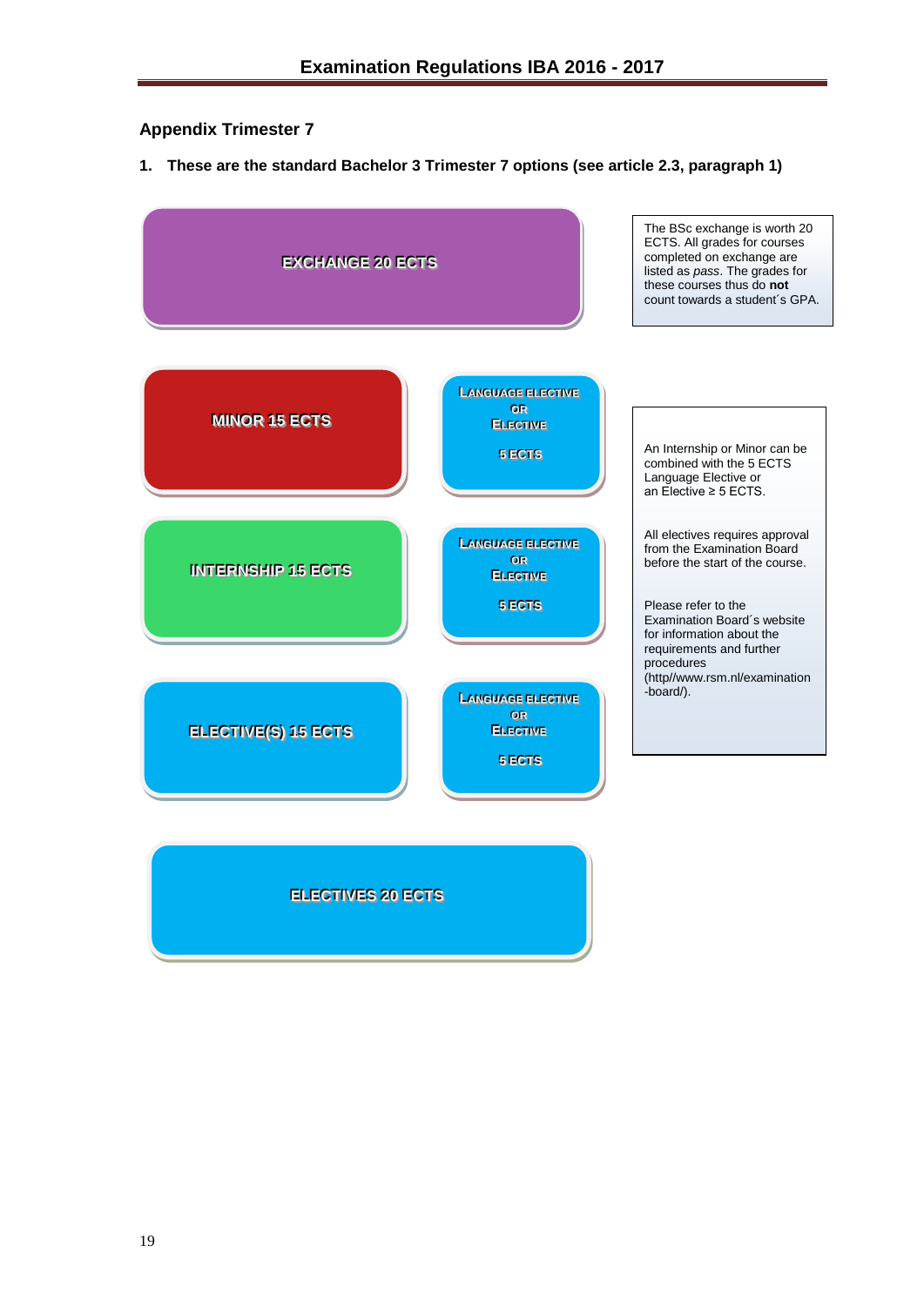## Appendix Trimester 7

**1. These are the standard Bachelor 3 Trimester 7 options (see article 2.3, paragraph 1)**

EXCHANGE 20 ECTS

The BSc exchange is worth 20 ECTS. All grades for courses completed on exchange are listed as *pass*. The grades for these courses thus do **not** count towards a student´s GPA.

MINOR 15 ECTS | LANGUAGE ELECTIVE OR ELECTIVE 5 ECTS

INTERNSHIP 15 ECTS | LANGUAGE ELECTIVE OR ELECTIVE 5 ECTS

ELECTIVE(S) 15 ECTS | LANGUAGE ELECTIVE OR ELECTIVE 5 ECTS

ELECTIVES 20 ECTS

An Internship or Minor can be combined with the 5 ECTS Language Elective or an Elective ≥ 5 ECTS.

All electives requires approval from the Examination Board before the start of the course.

Please refer to the Examination Board´s website for information about the requirements and further procedures (http//www.rsm.nl/examination-board/).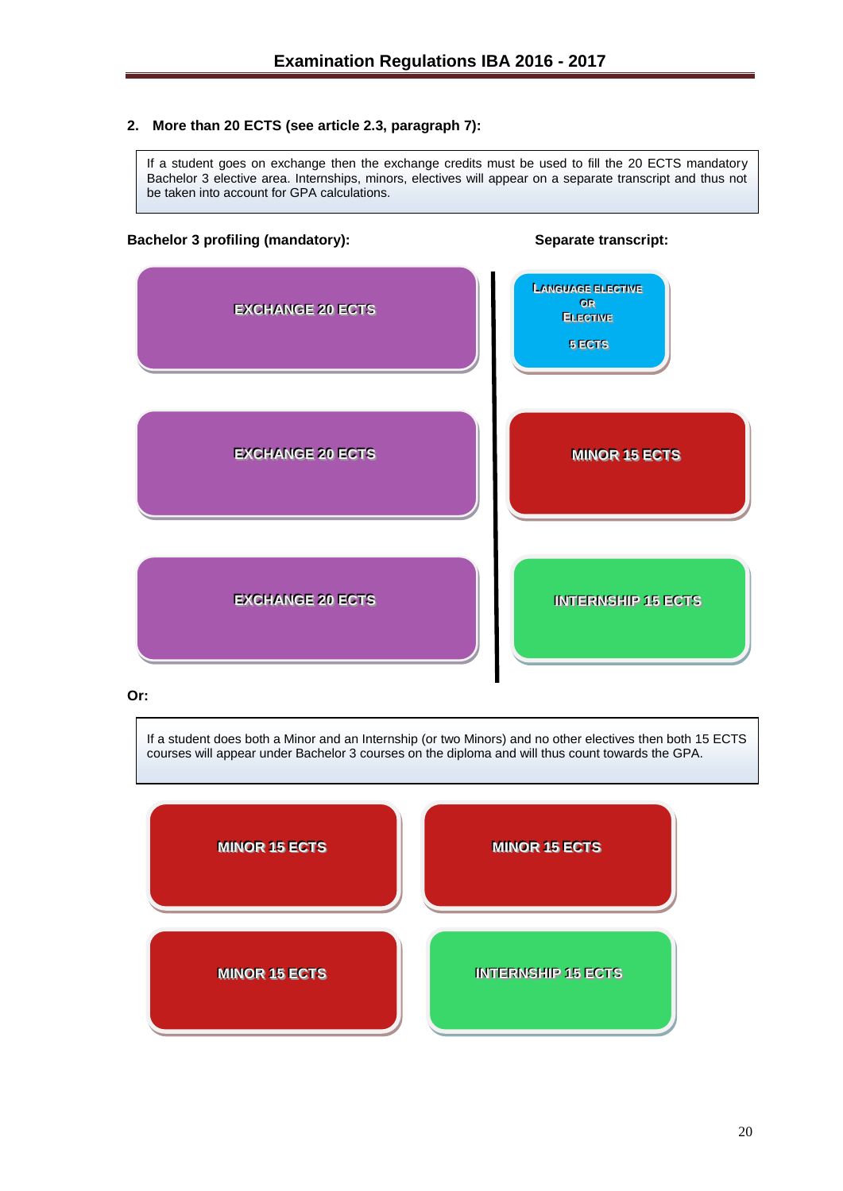### 2. More than 20 ECTS (see article 2.3, paragraph 7):

> If a student goes on exchange then the exchange credits must be used to fill the 20 ECTS mandatory Bachelor 3 elective area. Internships, minors, electives will appear on a separate transcript and thus not be taken into account for GPA calculations.

| Bachelor 3 profiling (mandatory): | Separate transcript: |
|---|---|
| EXCHANGE 20 ECTS | LANGUAGE ELECTIVE OR ELECTIVE 5 ECTS |
| EXCHANGE 20 ECTS | MINOR 15 ECTS |
| EXCHANGE 20 ECTS | INTERNSHIP 15 ECTS |

**Or:**

> If a student does both a Minor and an Internship (or two Minors) and no other electives then both 15 ECTS courses will appear under Bachelor 3 courses on the diploma and will thus count towards the GPA.

| | |
|---|---|
| MINOR 15 ECTS | MINOR 15 ECTS |
| MINOR 15 ECTS | INTERNSHIP 15 ECTS |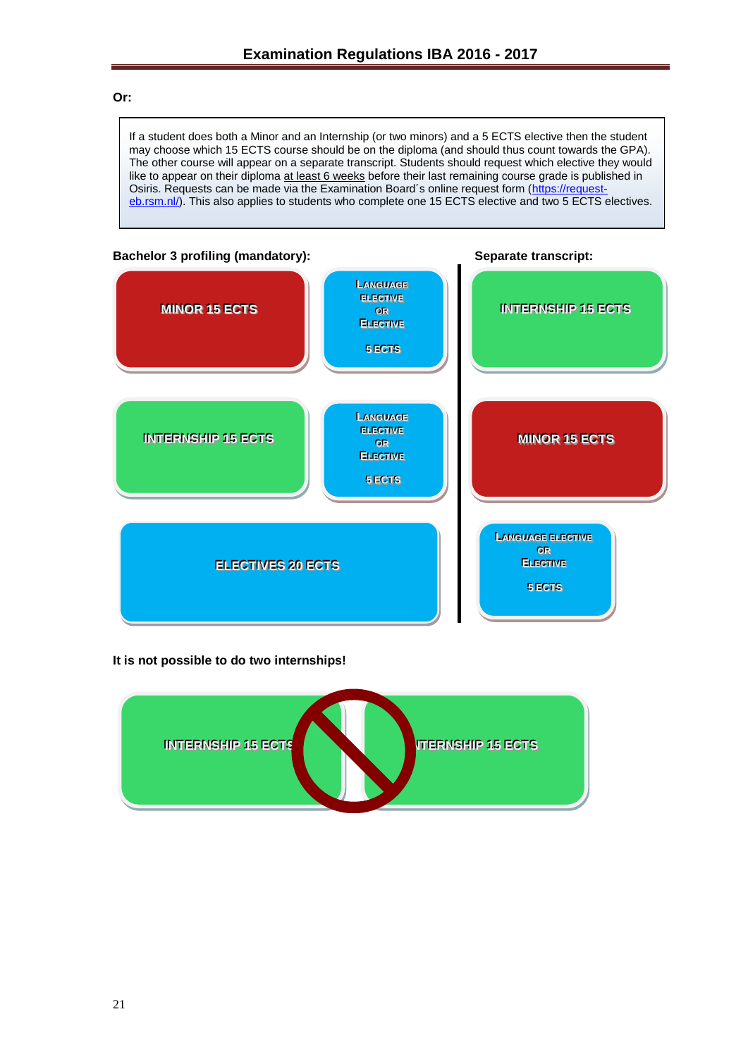**Or:**

> If a student does both a Minor and an Internship (or two minors) and a 5 ECTS elective then the student may choose which 15 ECTS course should be on the diploma (and should thus count towards the GPA). The other course will appear on a separate transcript. Students should request which elective they would like to appear on their diploma at least 6 weeks before their last remaining course grade is published in Osiris. Requests can be made via the Examination Board´s online request form (https://request-eb.rsm.nl/). This also applies to students who complete one 15 ECTS elective and two 5 ECTS electives.

| Bachelor 3 profiling (mandatory): | | Separate transcript: |
|---|---|---|
| MINOR 15 ECTS | LANGUAGE ELECTIVE OR ELECTIVE 5 ECTS | INTERNSHIP 15 ECTS |
| INTERNSHIP 15 ECTS | LANGUAGE ELECTIVE OR ELECTIVE 5 ECTS | MINOR 15 ECTS |
| ELECTIVES 20 ECTS | | LANGUAGE ELECTIVE OR ELECTIVE 5 ECTS |

**It is not possible to do two internships!**

INTERNSHIP 15 ECTS | INTERNSHIP 15 ECTS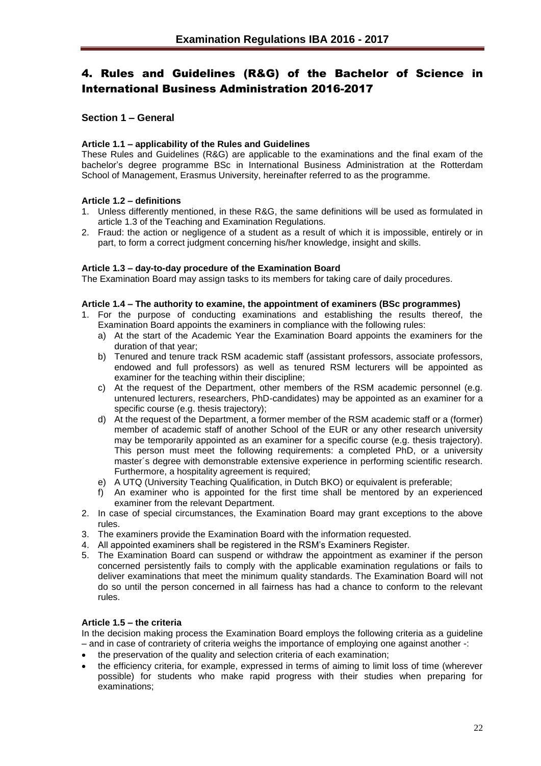## 4. Rules and Guidelines (R&G) of the Bachelor of Science in International Business Administration 2016-2017

### Section 1 – General

**Article 1.1 – applicability of the Rules and Guidelines**

These Rules and Guidelines (R&G) are applicable to the examinations and the final exam of the bachelor's degree programme BSc in International Business Administration at the Rotterdam School of Management, Erasmus University, hereinafter referred to as the programme.

**Article 1.2 – definitions**

1. Unless differently mentioned, in these R&G, the same definitions will be used as formulated in article 1.3 of the Teaching and Examination Regulations.
2. Fraud: the action or negligence of a student as a result of which it is impossible, entirely or in part, to form a correct judgment concerning his/her knowledge, insight and skills.

**Article 1.3 – day-to-day procedure of the Examination Board**

The Examination Board may assign tasks to its members for taking care of daily procedures.

**Article 1.4 – The authority to examine, the appointment of examiners (BSc programmes)**

1. For the purpose of conducting examinations and establishing the results thereof, the Examination Board appoints the examiners in compliance with the following rules:
   a) At the start of the Academic Year the Examination Board appoints the examiners for the duration of that year;
   b) Tenured and tenure track RSM academic staff (assistant professors, associate professors, endowed and full professors) as well as tenured RSM lecturers will be appointed as examiner for the teaching within their discipline;
   c) At the request of the Department, other members of the RSM academic personnel (e.g. untenured lecturers, researchers, PhD-candidates) may be appointed as an examiner for a specific course (e.g. thesis trajectory);
   d) At the request of the Department, a former member of the RSM academic staff or a (former) member of academic staff of another School of the EUR or any other research university may be temporarily appointed as an examiner for a specific course (e.g. thesis trajectory). This person must meet the following requirements: a completed PhD, or a university master´s degree with demonstrable extensive experience in performing scientific research. Furthermore, a hospitality agreement is required;
   e) A UTQ (University Teaching Qualification, in Dutch BKO) or equivalent is preferable;
   f) An examiner who is appointed for the first time shall be mentored by an experienced examiner from the relevant Department.
2. In case of special circumstances, the Examination Board may grant exceptions to the above rules.
3. The examiners provide the Examination Board with the information requested.
4. All appointed examiners shall be registered in the RSM's Examiners Register.
5. The Examination Board can suspend or withdraw the appointment as examiner if the person concerned persistently fails to comply with the applicable examination regulations or fails to deliver examinations that meet the minimum quality standards. The Examination Board will not do so until the person concerned in all fairness has had a chance to conform to the relevant rules.

**Article 1.5 – the criteria**

In the decision making process the Examination Board employs the following criteria as a guideline – and in case of contrariety of criteria weighs the importance of employing one against another -:

- the preservation of the quality and selection criteria of each examination;
- the efficiency criteria, for example, expressed in terms of aiming to limit loss of time (wherever possible) for students who make rapid progress with their studies when preparing for examinations;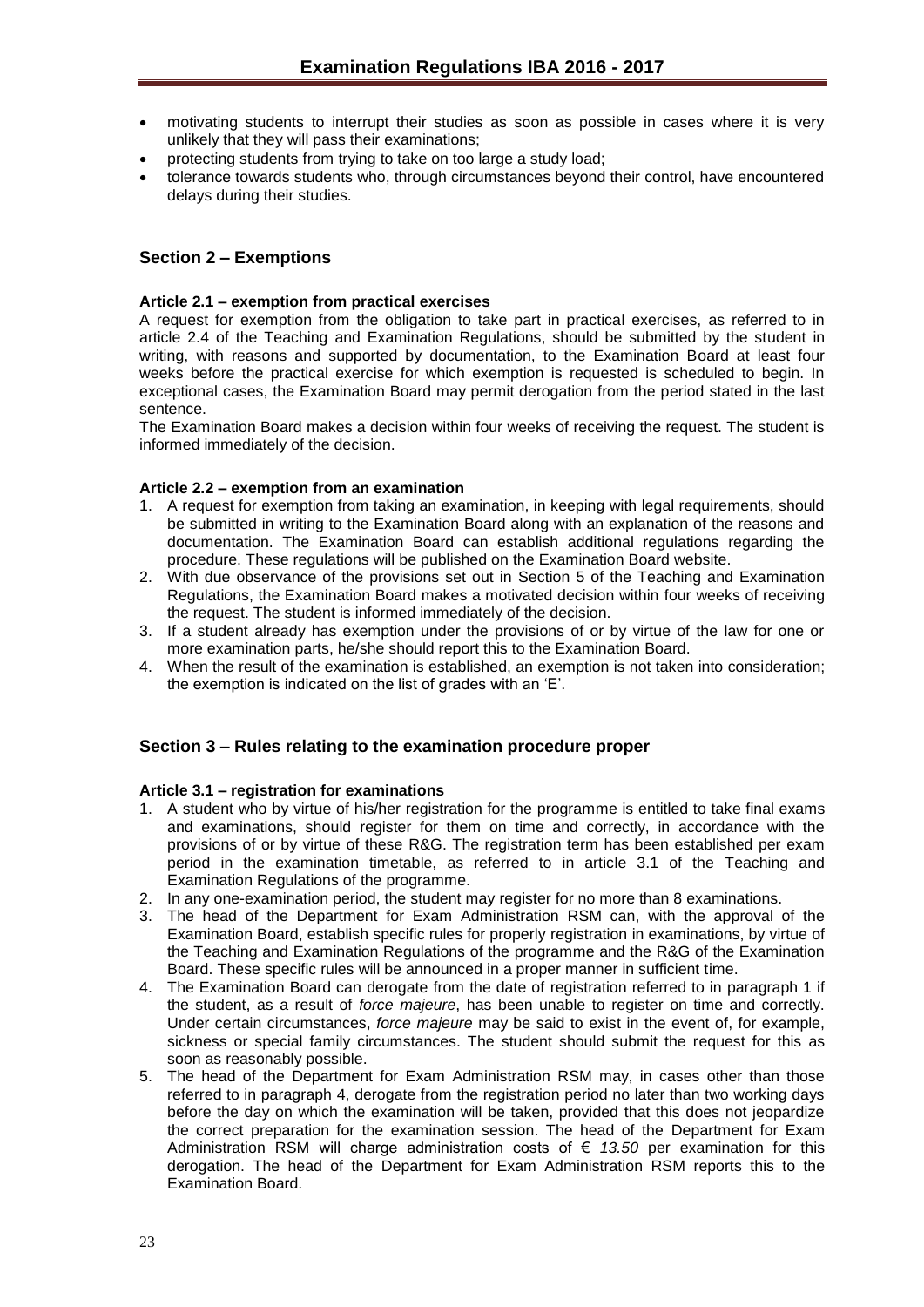- motivating students to interrupt their studies as soon as possible in cases where it is very unlikely that they will pass their examinations;
- protecting students from trying to take on too large a study load;
- tolerance towards students who, through circumstances beyond their control, have encountered delays during their studies.

## Section 2 – Exemptions

**Article 2.1 – exemption from practical exercises**

A request for exemption from the obligation to take part in practical exercises, as referred to in article 2.4 of the Teaching and Examination Regulations, should be submitted by the student in writing, with reasons and supported by documentation, to the Examination Board at least four weeks before the practical exercise for which exemption is requested is scheduled to begin. In exceptional cases, the Examination Board may permit derogation from the period stated in the last sentence.

The Examination Board makes a decision within four weeks of receiving the request. The student is informed immediately of the decision.

**Article 2.2 – exemption from an examination**

1. A request for exemption from taking an examination, in keeping with legal requirements, should be submitted in writing to the Examination Board along with an explanation of the reasons and documentation. The Examination Board can establish additional regulations regarding the procedure. These regulations will be published on the Examination Board website.
2. With due observance of the provisions set out in Section 5 of the Teaching and Examination Regulations, the Examination Board makes a motivated decision within four weeks of receiving the request. The student is informed immediately of the decision.
3. If a student already has exemption under the provisions of or by virtue of the law for one or more examination parts, he/she should report this to the Examination Board.
4. When the result of the examination is established, an exemption is not taken into consideration; the exemption is indicated on the list of grades with an 'E'.

## Section 3 – Rules relating to the examination procedure proper

**Article 3.1 – registration for examinations**

1. A student who by virtue of his/her registration for the programme is entitled to take final exams and examinations, should register for them on time and correctly, in accordance with the provisions of or by virtue of these R&G. The registration term has been established per exam period in the examination timetable, as referred to in article 3.1 of the Teaching and Examination Regulations of the programme.
2. In any one-examination period, the student may register for no more than 8 examinations.
3. The head of the Department for Exam Administration RSM can, with the approval of the Examination Board, establish specific rules for properly registration in examinations, by virtue of the Teaching and Examination Regulations of the programme and the R&G of the Examination Board. These specific rules will be announced in a proper manner in sufficient time.
4. The Examination Board can derogate from the date of registration referred to in paragraph 1 if the student, as a result of *force majeure*, has been unable to register on time and correctly. Under certain circumstances, *force majeure* may be said to exist in the event of, for example, sickness or special family circumstances. The student should submit the request for this as soon as reasonably possible.
5. The head of the Department for Exam Administration RSM may, in cases other than those referred to in paragraph 4, derogate from the registration period no later than two working days before the day on which the examination will be taken, provided that this does not jeopardize the correct preparation for the examination session. The head of the Department for Exam Administration RSM will charge administration costs of € *13.50* per examination for this derogation. The head of the Department for Exam Administration RSM reports this to the Examination Board.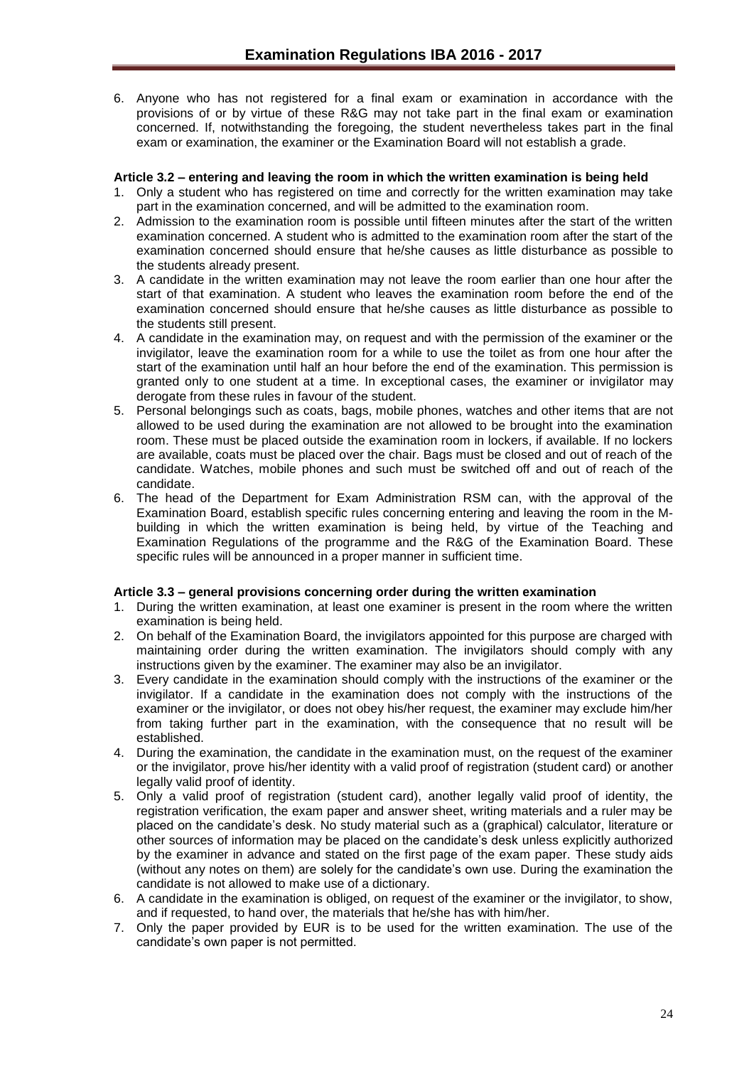6. Anyone who has not registered for a final exam or examination in accordance with the provisions of or by virtue of these R&G may not take part in the final exam or examination concerned. If, notwithstanding the foregoing, the student nevertheless takes part in the final exam or examination, the examiner or the Examination Board will not establish a grade.

**Article 3.2 – entering and leaving the room in which the written examination is being held**

1. Only a student who has registered on time and correctly for the written examination may take part in the examination concerned, and will be admitted to the examination room.
2. Admission to the examination room is possible until fifteen minutes after the start of the written examination concerned. A student who is admitted to the examination room after the start of the examination concerned should ensure that he/she causes as little disturbance as possible to the students already present.
3. A candidate in the written examination may not leave the room earlier than one hour after the start of that examination. A student who leaves the examination room before the end of the examination concerned should ensure that he/she causes as little disturbance as possible to the students still present.
4. A candidate in the examination may, on request and with the permission of the examiner or the invigilator, leave the examination room for a while to use the toilet as from one hour after the start of the examination until half an hour before the end of the examination. This permission is granted only to one student at a time. In exceptional cases, the examiner or invigilator may derogate from these rules in favour of the student.
5. Personal belongings such as coats, bags, mobile phones, watches and other items that are not allowed to be used during the examination are not allowed to be brought into the examination room. These must be placed outside the examination room in lockers, if available. If no lockers are available, coats must be placed over the chair. Bags must be closed and out of reach of the candidate. Watches, mobile phones and such must be switched off and out of reach of the candidate.
6. The head of the Department for Exam Administration RSM can, with the approval of the Examination Board, establish specific rules concerning entering and leaving the room in the M-building in which the written examination is being held, by virtue of the Teaching and Examination Regulations of the programme and the R&G of the Examination Board. These specific rules will be announced in a proper manner in sufficient time.

**Article 3.3 – general provisions concerning order during the written examination**

1. During the written examination, at least one examiner is present in the room where the written examination is being held.
2. On behalf of the Examination Board, the invigilators appointed for this purpose are charged with maintaining order during the written examination. The invigilators should comply with any instructions given by the examiner. The examiner may also be an invigilator.
3. Every candidate in the examination should comply with the instructions of the examiner or the invigilator. If a candidate in the examination does not comply with the instructions of the examiner or the invigilator, or does not obey his/her request, the examiner may exclude him/her from taking further part in the examination, with the consequence that no result will be established.
4. During the examination, the candidate in the examination must, on the request of the examiner or the invigilator, prove his/her identity with a valid proof of registration (student card) or another legally valid proof of identity.
5. Only a valid proof of registration (student card), another legally valid proof of identity, the registration verification, the exam paper and answer sheet, writing materials and a ruler may be placed on the candidate's desk. No study material such as a (graphical) calculator, literature or other sources of information may be placed on the candidate's desk unless explicitly authorized by the examiner in advance and stated on the first page of the exam paper. These study aids (without any notes on them) are solely for the candidate's own use. During the examination the candidate is not allowed to make use of a dictionary.
6. A candidate in the examination is obliged, on request of the examiner or the invigilator, to show, and if requested, to hand over, the materials that he/she has with him/her.
7. Only the paper provided by EUR is to be used for the written examination. The use of the candidate's own paper is not permitted.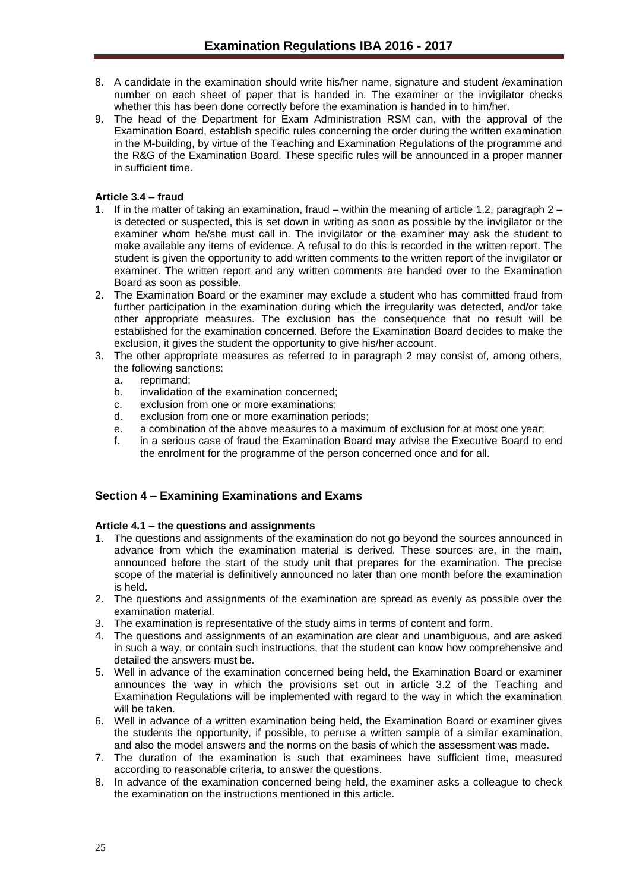8. A candidate in the examination should write his/her name, signature and student /examination number on each sheet of paper that is handed in. The examiner or the invigilator checks whether this has been done correctly before the examination is handed in to him/her.
9. The head of the Department for Exam Administration RSM can, with the approval of the Examination Board, establish specific rules concerning the order during the written examination in the M-building, by virtue of the Teaching and Examination Regulations of the programme and the R&G of the Examination Board. These specific rules will be announced in a proper manner in sufficient time.

**Article 3.4 – fraud**

1. If in the matter of taking an examination, fraud – within the meaning of article 1.2, paragraph 2 – is detected or suspected, this is set down in writing as soon as possible by the invigilator or the examiner whom he/she must call in. The invigilator or the examiner may ask the student to make available any items of evidence. A refusal to do this is recorded in the written report. The student is given the opportunity to add written comments to the written report of the invigilator or examiner. The written report and any written comments are handed over to the Examination Board as soon as possible.
2. The Examination Board or the examiner may exclude a student who has committed fraud from further participation in the examination during which the irregularity was detected, and/or take other appropriate measures. The exclusion has the consequence that no result will be established for the examination concerned. Before the Examination Board decides to make the exclusion, it gives the student the opportunity to give his/her account.
3. The other appropriate measures as referred to in paragraph 2 may consist of, among others, the following sanctions:
   a. reprimand;
   b. invalidation of the examination concerned;
   c. exclusion from one or more examinations;
   d. exclusion from one or more examination periods;
   e. a combination of the above measures to a maximum of exclusion for at most one year;
   f. in a serious case of fraud the Examination Board may advise the Executive Board to end the enrolment for the programme of the person concerned once and for all.

## Section 4 – Examining Examinations and Exams

**Article 4.1 – the questions and assignments**

1. The questions and assignments of the examination do not go beyond the sources announced in advance from which the examination material is derived. These sources are, in the main, announced before the start of the study unit that prepares for the examination. The precise scope of the material is definitively announced no later than one month before the examination is held.
2. The questions and assignments of the examination are spread as evenly as possible over the examination material.
3. The examination is representative of the study aims in terms of content and form.
4. The questions and assignments of an examination are clear and unambiguous, and are asked in such a way, or contain such instructions, that the student can know how comprehensive and detailed the answers must be.
5. Well in advance of the examination concerned being held, the Examination Board or examiner announces the way in which the provisions set out in article 3.2 of the Teaching and Examination Regulations will be implemented with regard to the way in which the examination will be taken.
6. Well in advance of a written examination being held, the Examination Board or examiner gives the students the opportunity, if possible, to peruse a written sample of a similar examination, and also the model answers and the norms on the basis of which the assessment was made.
7. The duration of the examination is such that examinees have sufficient time, measured according to reasonable criteria, to answer the questions.
8. In advance of the examination concerned being held, the examiner asks a colleague to check the examination on the instructions mentioned in this article.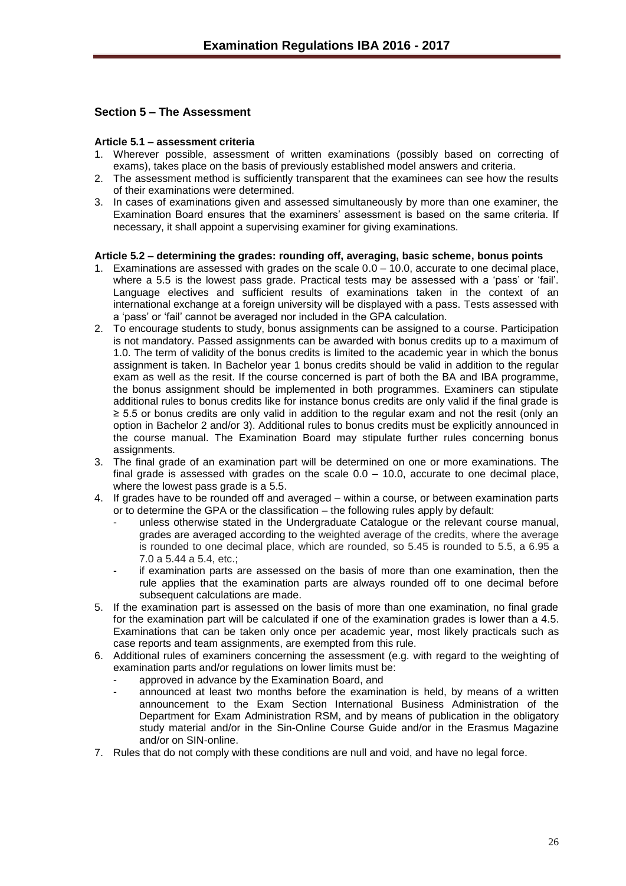## Section 5 – The Assessment

**Article 5.1 – assessment criteria**

1. Wherever possible, assessment of written examinations (possibly based on correcting of exams), takes place on the basis of previously established model answers and criteria.
2. The assessment method is sufficiently transparent that the examinees can see how the results of their examinations were determined.
3. In cases of examinations given and assessed simultaneously by more than one examiner, the Examination Board ensures that the examiners' assessment is based on the same criteria. If necessary, it shall appoint a supervising examiner for giving examinations.

**Article 5.2 – determining the grades: rounding off, averaging, basic scheme, bonus points**

1. Examinations are assessed with grades on the scale 0.0 – 10.0, accurate to one decimal place, where a 5.5 is the lowest pass grade. Practical tests may be assessed with a 'pass' or 'fail'. Language electives and sufficient results of examinations taken in the context of an international exchange at a foreign university will be displayed with a pass. Tests assessed with a 'pass' or 'fail' cannot be averaged nor included in the GPA calculation.
2. To encourage students to study, bonus assignments can be assigned to a course. Participation is not mandatory. Passed assignments can be awarded with bonus credits up to a maximum of 1.0. The term of validity of the bonus credits is limited to the academic year in which the bonus assignment is taken. In Bachelor year 1 bonus credits should be valid in addition to the regular exam as well as the resit. If the course concerned is part of both the BA and IBA programme, the bonus assignment should be implemented in both programmes. Examiners can stipulate additional rules to bonus credits like for instance bonus credits are only valid if the final grade is ≥ 5.5 or bonus credits are only valid in addition to the regular exam and not the resit (only an option in Bachelor 2 and/or 3). Additional rules to bonus credits must be explicitly announced in the course manual. The Examination Board may stipulate further rules concerning bonus assignments.
3. The final grade of an examination part will be determined on one or more examinations. The final grade is assessed with grades on the scale 0.0 – 10.0, accurate to one decimal place, where the lowest pass grade is a 5.5.
4. If grades have to be rounded off and averaged – within a course, or between examination parts or to determine the GPA or the classification – the following rules apply by default:
   - unless otherwise stated in the Undergraduate Catalogue or the relevant course manual, grades are averaged according to the weighted average of the credits, where the average is rounded to one decimal place, which are rounded, so 5.45 is rounded to 5.5, a 6.95 a 7.0 a 5.44 a 5.4, etc.;
   - if examination parts are assessed on the basis of more than one examination, then the rule applies that the examination parts are always rounded off to one decimal before subsequent calculations are made.
5. If the examination part is assessed on the basis of more than one examination, no final grade for the examination part will be calculated if one of the examination grades is lower than a 4.5. Examinations that can be taken only once per academic year, most likely practicals such as case reports and team assignments, are exempted from this rule.
6. Additional rules of examiners concerning the assessment (e.g. with regard to the weighting of examination parts and/or regulations on lower limits must be:
   - approved in advance by the Examination Board, and
   - announced at least two months before the examination is held, by means of a written announcement to the Exam Section International Business Administration of the Department for Exam Administration RSM, and by means of publication in the obligatory study material and/or in the Sin-Online Course Guide and/or in the Erasmus Magazine and/or on SIN-online.
7. Rules that do not comply with these conditions are null and void, and have no legal force.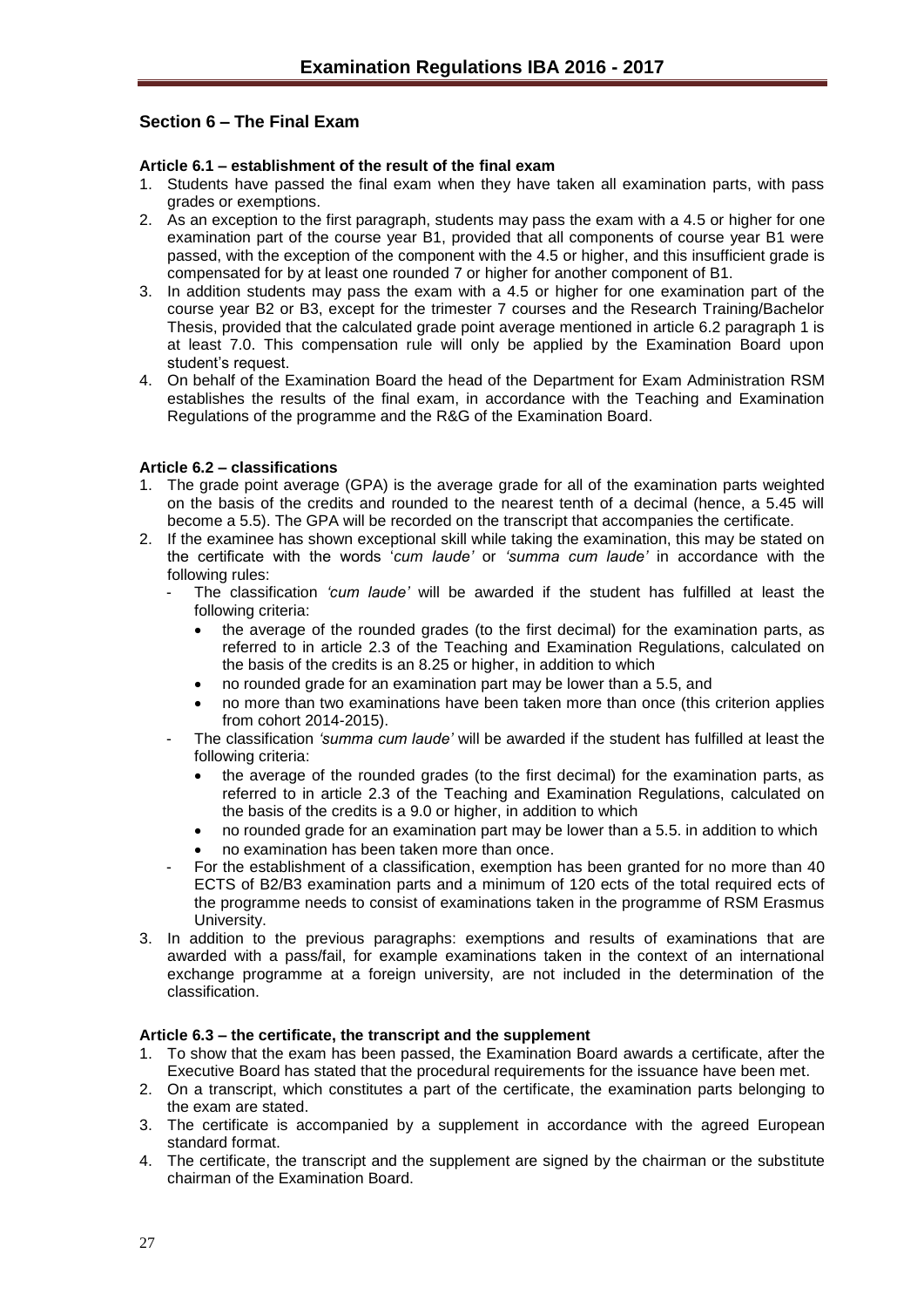## Section 6 – The Final Exam

### Article 6.1 – establishment of the result of the final exam

1. Students have passed the final exam when they have taken all examination parts, with pass grades or exemptions.
2. As an exception to the first paragraph, students may pass the exam with a 4.5 or higher for one examination part of the course year B1, provided that all components of course year B1 were passed, with the exception of the component with the 4.5 or higher, and this insufficient grade is compensated for by at least one rounded 7 or higher for another component of B1.
3. In addition students may pass the exam with a 4.5 or higher for one examination part of the course year B2 or B3, except for the trimester 7 courses and the Research Training/Bachelor Thesis, provided that the calculated grade point average mentioned in article 6.2 paragraph 1 is at least 7.0. This compensation rule will only be applied by the Examination Board upon student's request.
4. On behalf of the Examination Board the head of the Department for Exam Administration RSM establishes the results of the final exam, in accordance with the Teaching and Examination Regulations of the programme and the R&G of the Examination Board.

### Article 6.2 – classifications

1. The grade point average (GPA) is the average grade for all of the examination parts weighted on the basis of the credits and rounded to the nearest tenth of a decimal (hence, a 5.45 will become a 5.5). The GPA will be recorded on the transcript that accompanies the certificate.
2. If the examinee has shown exceptional skill while taking the examination, this may be stated on the certificate with the words '*cum laude'* or *'summa cum laude'* in accordance with the following rules:
   - The classification *'cum laude'* will be awarded if the student has fulfilled at least the following criteria:
     - the average of the rounded grades (to the first decimal) for the examination parts, as referred to in article 2.3 of the Teaching and Examination Regulations, calculated on the basis of the credits is an 8.25 or higher, in addition to which
     - no rounded grade for an examination part may be lower than a 5.5, and
     - no more than two examinations have been taken more than once (this criterion applies from cohort 2014-2015).
   - The classification *'summa cum laude'* will be awarded if the student has fulfilled at least the following criteria:
     - the average of the rounded grades (to the first decimal) for the examination parts, as referred to in article 2.3 of the Teaching and Examination Regulations, calculated on the basis of the credits is a 9.0 or higher, in addition to which
     - no rounded grade for an examination part may be lower than a 5.5. in addition to which
     - no examination has been taken more than once.
   - For the establishment of a classification, exemption has been granted for no more than 40 ECTS of B2/B3 examination parts and a minimum of 120 ects of the total required ects of the programme needs to consist of examinations taken in the programme of RSM Erasmus University.
3. In addition to the previous paragraphs: exemptions and results of examinations that are awarded with a pass/fail, for example examinations taken in the context of an international exchange programme at a foreign university, are not included in the determination of the classification.

### Article 6.3 – the certificate, the transcript and the supplement

1. To show that the exam has been passed, the Examination Board awards a certificate, after the Executive Board has stated that the procedural requirements for the issuance have been met.
2. On a transcript, which constitutes a part of the certificate, the examination parts belonging to the exam are stated.
3. The certificate is accompanied by a supplement in accordance with the agreed European standard format.
4. The certificate, the transcript and the supplement are signed by the chairman or the substitute chairman of the Examination Board.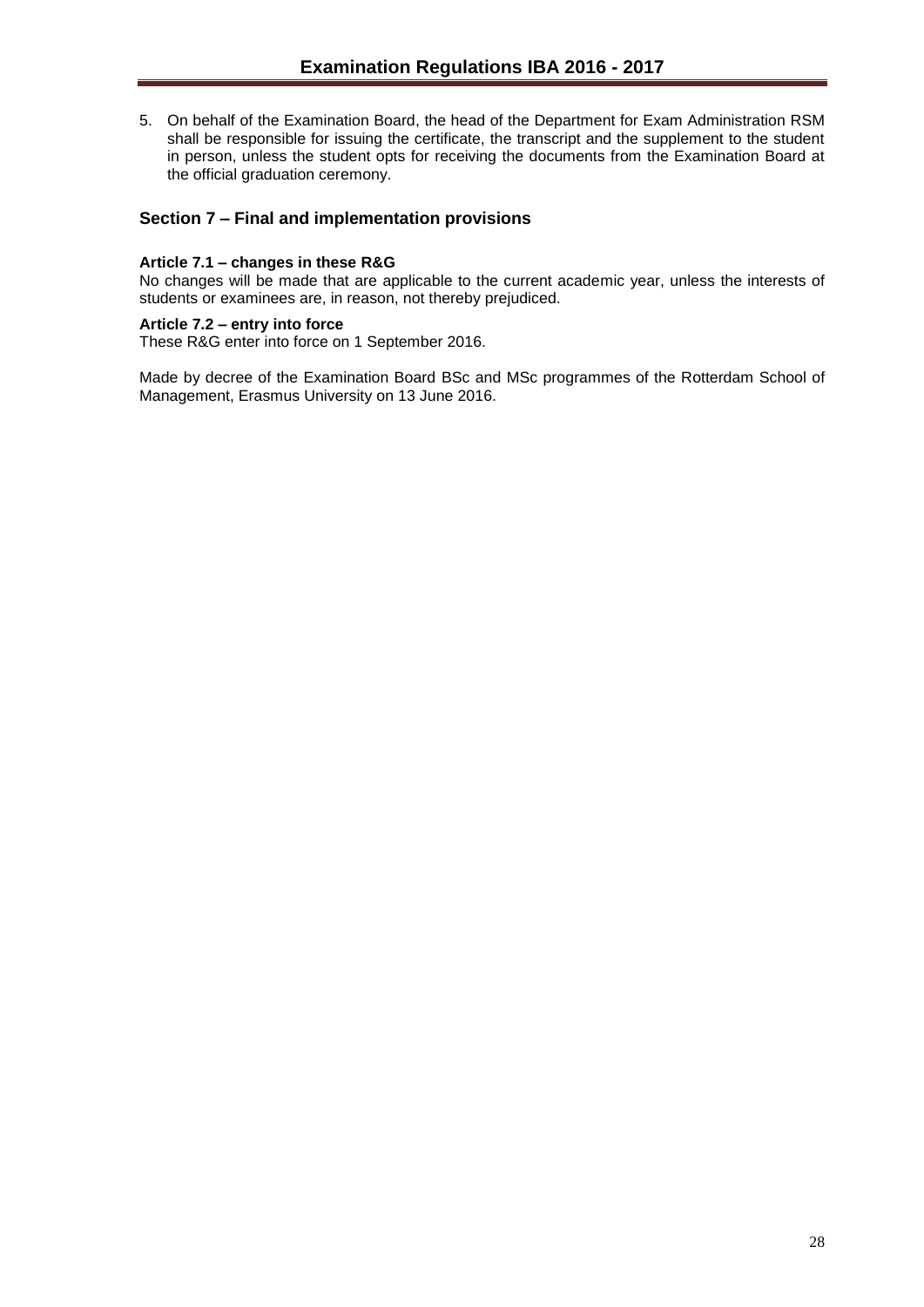5. On behalf of the Examination Board, the head of the Department for Exam Administration RSM shall be responsible for issuing the certificate, the transcript and the supplement to the student in person, unless the student opts for receiving the documents from the Examination Board at the official graduation ceremony.

## Section 7 – Final and implementation provisions

**Article 7.1 – changes in these R&G**
No changes will be made that are applicable to the current academic year, unless the interests of students or examinees are, in reason, not thereby prejudiced.

**Article 7.2 – entry into force**
These R&G enter into force on 1 September 2016.

Made by decree of the Examination Board BSc and MSc programmes of the Rotterdam School of Management, Erasmus University on 13 June 2016.